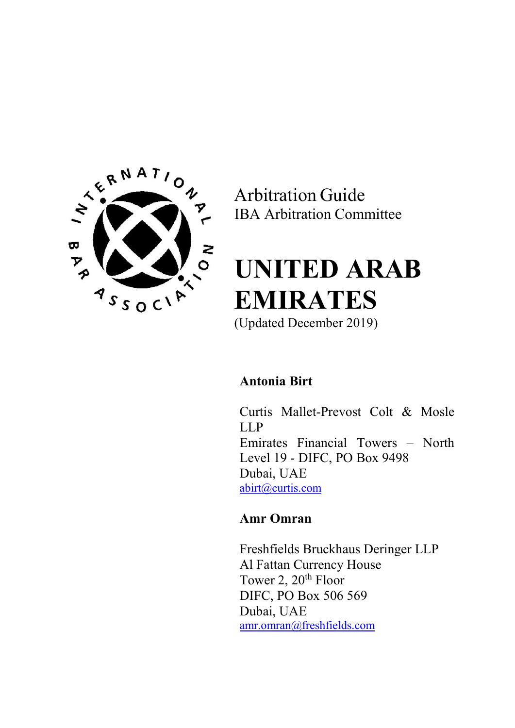Arbitration Guide

IBA Arbitration Committee

# UNITED ARAB EMIRATES

(Updated December 2019)

**Antonia Birt**

Curtis Mallet-Prevost Colt & Mosle LLP
Emirates Financial Towers – North
Level 19 - DIFC, PO Box 9498
Dubai, UAE
abirt@curtis.com

**Amr Omran**

Freshfields Bruckhaus Deringer LLP
Al Fattan Currency House
Tower 2, 20th Floor
DIFC, PO Box 506 569
Dubai, UAE
amr.omran@freshfields.com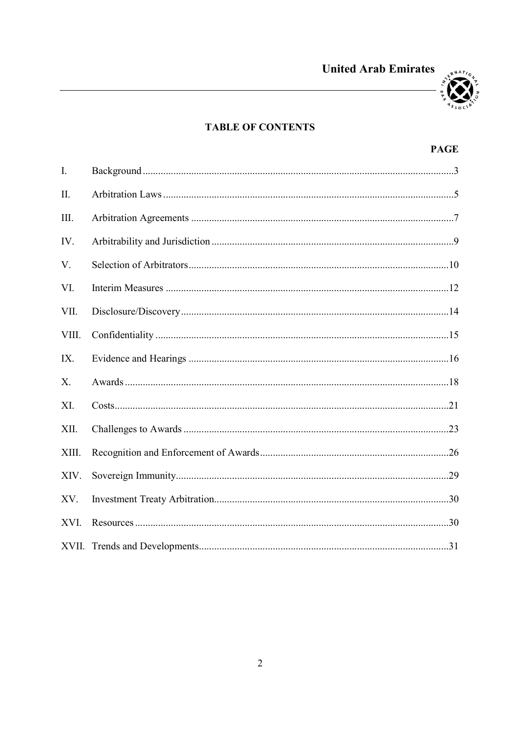## TABLE OF CONTENTS

| | | PAGE |
|---|---|---|
| I. | Background | 3 |
| II. | Arbitration Laws | 5 |
| III. | Arbitration Agreements | 7 |
| IV. | Arbitrability and Jurisdiction | 9 |
| V. | Selection of Arbitrators | 10 |
| VI. | Interim Measures | 12 |
| VII. | Disclosure/Discovery | 14 |
| VIII. | Confidentiality | 15 |
| IX. | Evidence and Hearings | 16 |
| X. | Awards | 18 |
| XI. | Costs | 21 |
| XII. | Challenges to Awards | 23 |
| XIII. | Recognition and Enforcement of Awards | 26 |
| XIV. | Sovereign Immunity | 29 |
| XV. | Investment Treaty Arbitration | 30 |
| XVI. | Resources | 30 |
| XVII. | Trends and Developments | 31 |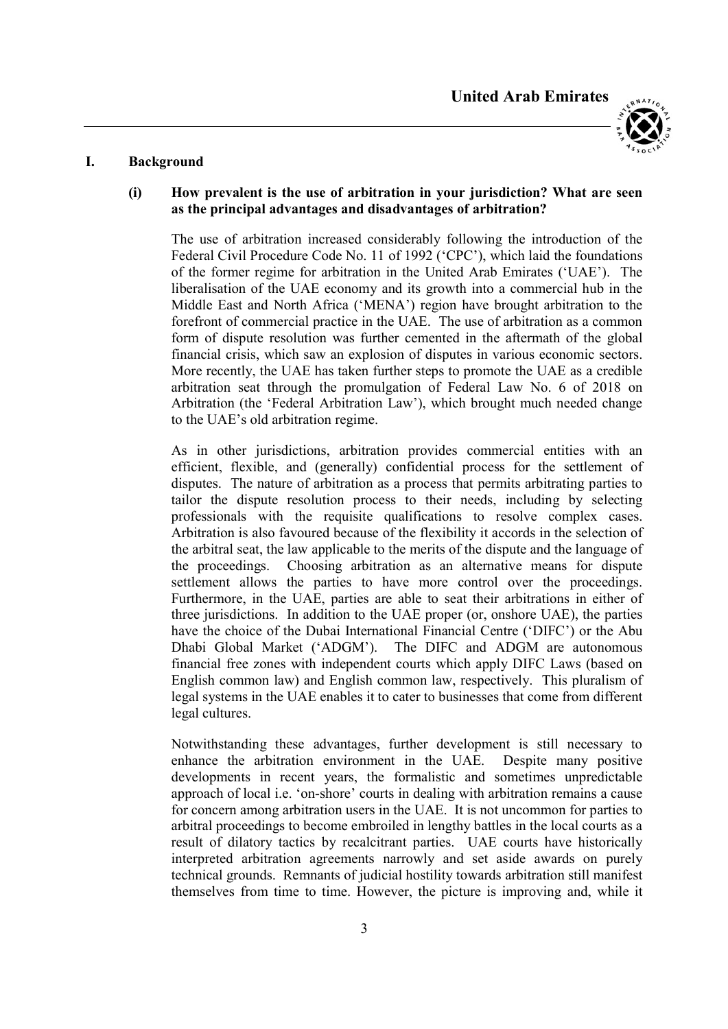## I. Background

### (i) How prevalent is the use of arbitration in your jurisdiction? What are seen as the principal advantages and disadvantages of arbitration?

The use of arbitration increased considerably following the introduction of the Federal Civil Procedure Code No. 11 of 1992 ('CPC'), which laid the foundations of the former regime for arbitration in the United Arab Emirates ('UAE'). The liberalisation of the UAE economy and its growth into a commercial hub in the Middle East and North Africa ('MENA') region have brought arbitration to the forefront of commercial practice in the UAE. The use of arbitration as a common form of dispute resolution was further cemented in the aftermath of the global financial crisis, which saw an explosion of disputes in various economic sectors. More recently, the UAE has taken further steps to promote the UAE as a credible arbitration seat through the promulgation of Federal Law No. 6 of 2018 on Arbitration (the 'Federal Arbitration Law'), which brought much needed change to the UAE's old arbitration regime.

As in other jurisdictions, arbitration provides commercial entities with an efficient, flexible, and (generally) confidential process for the settlement of disputes. The nature of arbitration as a process that permits arbitrating parties to tailor the dispute resolution process to their needs, including by selecting professionals with the requisite qualifications to resolve complex cases. Arbitration is also favoured because of the flexibility it accords in the selection of the arbitral seat, the law applicable to the merits of the dispute and the language of the proceedings. Choosing arbitration as an alternative means for dispute settlement allows the parties to have more control over the proceedings. Furthermore, in the UAE, parties are able to seat their arbitrations in either of three jurisdictions. In addition to the UAE proper (or, onshore UAE), the parties have the choice of the Dubai International Financial Centre ('DIFC') or the Abu Dhabi Global Market ('ADGM'). The DIFC and ADGM are autonomous financial free zones with independent courts which apply DIFC Laws (based on English common law) and English common law, respectively. This pluralism of legal systems in the UAE enables it to cater to businesses that come from different legal cultures.

Notwithstanding these advantages, further development is still necessary to enhance the arbitration environment in the UAE. Despite many positive developments in recent years, the formalistic and sometimes unpredictable approach of local i.e. 'on-shore' courts in dealing with arbitration remains a cause for concern among arbitration users in the UAE. It is not uncommon for parties to arbitral proceedings to become embroiled in lengthy battles in the local courts as a result of dilatory tactics by recalcitrant parties. UAE courts have historically interpreted arbitration agreements narrowly and set aside awards on purely technical grounds. Remnants of judicial hostility towards arbitration still manifest themselves from time to time. However, the picture is improving and, while it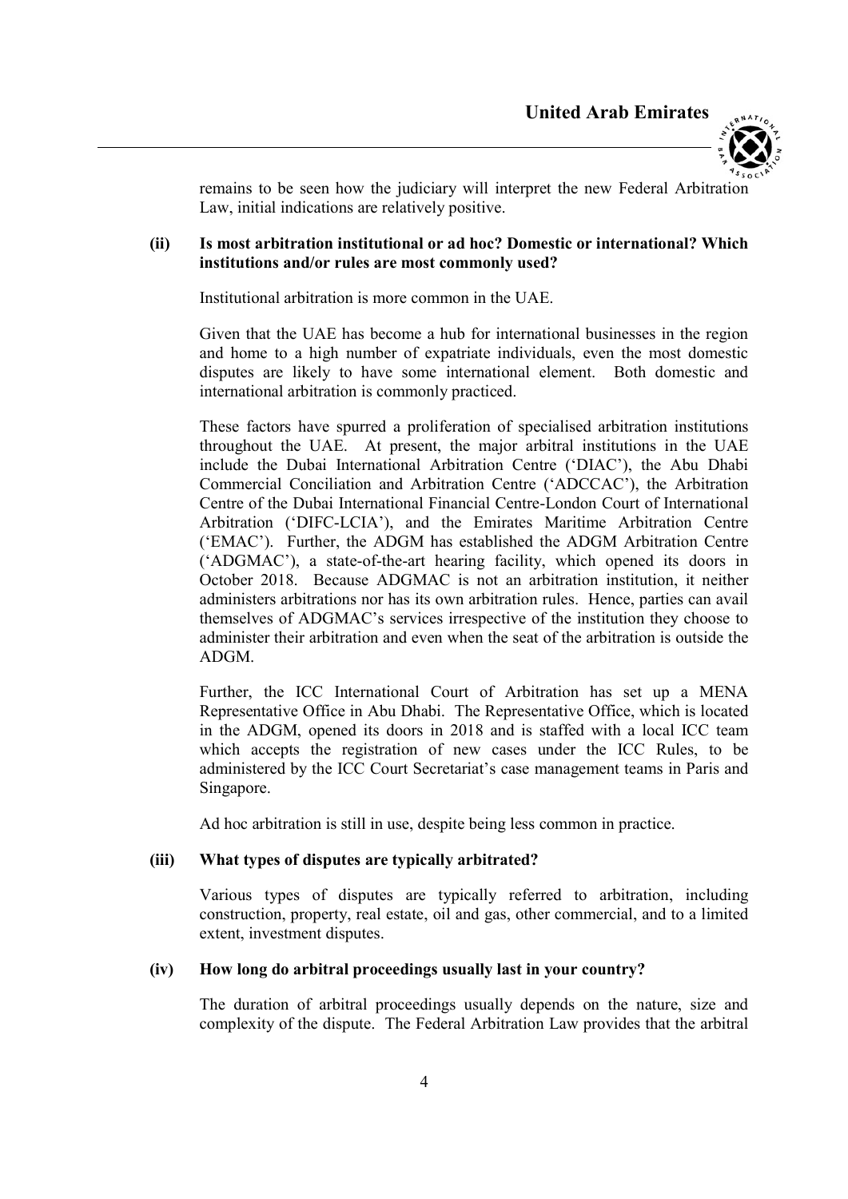remains to be seen how the judiciary will interpret the new Federal Arbitration Law, initial indications are relatively positive.

**(ii) Is most arbitration institutional or ad hoc? Domestic or international? Which institutions and/or rules are most commonly used?**

Institutional arbitration is more common in the UAE.

Given that the UAE has become a hub for international businesses in the region and home to a high number of expatriate individuals, even the most domestic disputes are likely to have some international element. Both domestic and international arbitration is commonly practiced.

These factors have spurred a proliferation of specialised arbitration institutions throughout the UAE. At present, the major arbitral institutions in the UAE include the Dubai International Arbitration Centre ('DIAC'), the Abu Dhabi Commercial Conciliation and Arbitration Centre ('ADCCAC'), the Arbitration Centre of the Dubai International Financial Centre-London Court of International Arbitration ('DIFC-LCIA'), and the Emirates Maritime Arbitration Centre ('EMAC'). Further, the ADGM has established the ADGM Arbitration Centre ('ADGMAC'), a state-of-the-art hearing facility, which opened its doors in October 2018. Because ADGMAC is not an arbitration institution, it neither administers arbitrations nor has its own arbitration rules. Hence, parties can avail themselves of ADGMAC's services irrespective of the institution they choose to administer their arbitration and even when the seat of the arbitration is outside the ADGM.

Further, the ICC International Court of Arbitration has set up a MENA Representative Office in Abu Dhabi. The Representative Office, which is located in the ADGM, opened its doors in 2018 and is staffed with a local ICC team which accepts the registration of new cases under the ICC Rules, to be administered by the ICC Court Secretariat's case management teams in Paris and Singapore.

Ad hoc arbitration is still in use, despite being less common in practice.

**(iii) What types of disputes are typically arbitrated?**

Various types of disputes are typically referred to arbitration, including construction, property, real estate, oil and gas, other commercial, and to a limited extent, investment disputes.

**(iv) How long do arbitral proceedings usually last in your country?**

The duration of arbitral proceedings usually depends on the nature, size and complexity of the dispute. The Federal Arbitration Law provides that the arbitral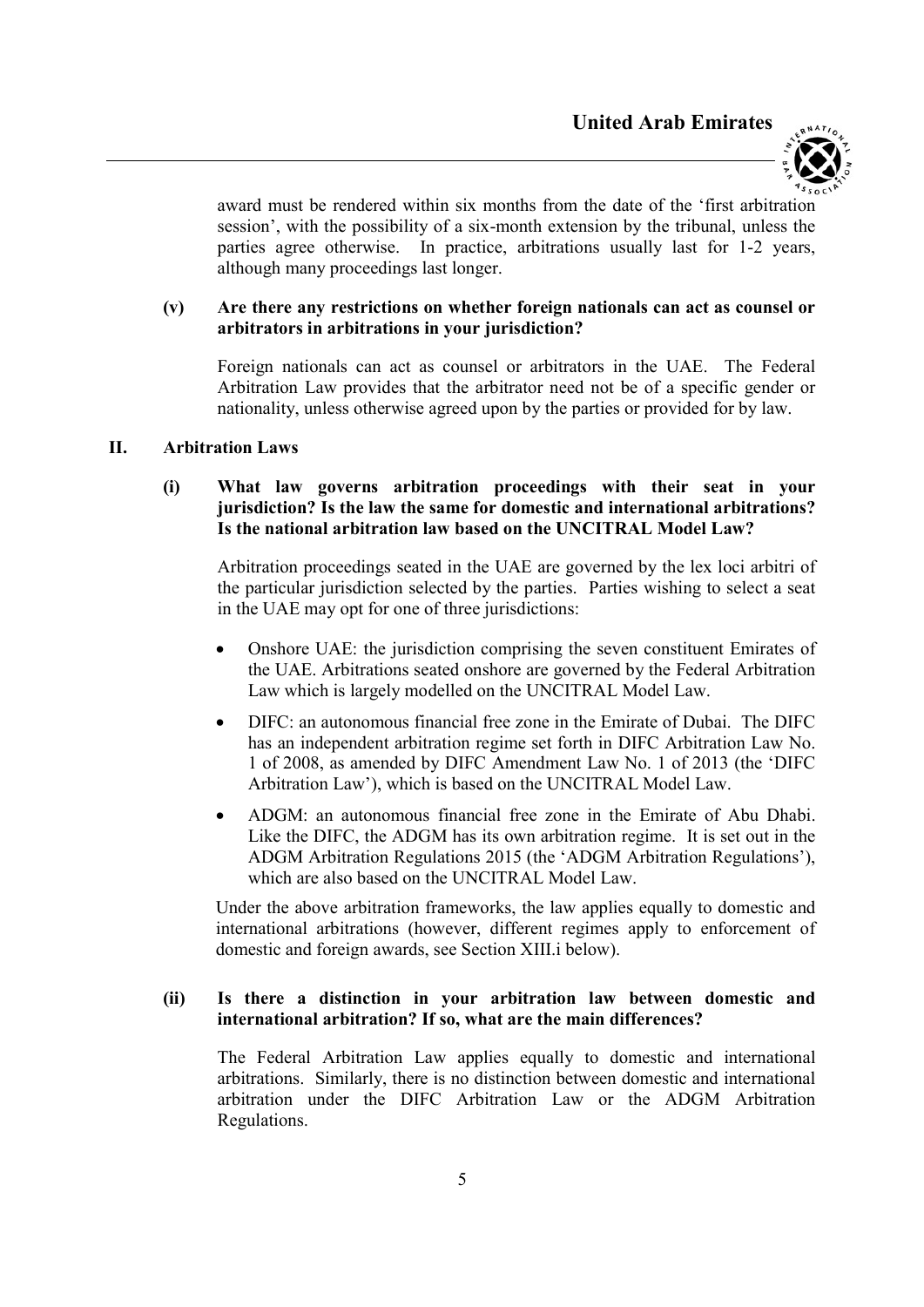award must be rendered within six months from the date of the 'first arbitration session', with the possibility of a six-month extension by the tribunal, unless the parties agree otherwise. In practice, arbitrations usually last for 1-2 years, although many proceedings last longer.

**(v) Are there any restrictions on whether foreign nationals can act as counsel or arbitrators in arbitrations in your jurisdiction?**

Foreign nationals can act as counsel or arbitrators in the UAE. The Federal Arbitration Law provides that the arbitrator need not be of a specific gender or nationality, unless otherwise agreed upon by the parties or provided for by law.

## II. Arbitration Laws

**(i) What law governs arbitration proceedings with their seat in your jurisdiction? Is the law the same for domestic and international arbitrations? Is the national arbitration law based on the UNCITRAL Model Law?**

Arbitration proceedings seated in the UAE are governed by the lex loci arbitri of the particular jurisdiction selected by the parties. Parties wishing to select a seat in the UAE may opt for one of three jurisdictions:

- Onshore UAE: the jurisdiction comprising the seven constituent Emirates of the UAE. Arbitrations seated onshore are governed by the Federal Arbitration Law which is largely modelled on the UNCITRAL Model Law.
- DIFC: an autonomous financial free zone in the Emirate of Dubai. The DIFC has an independent arbitration regime set forth in DIFC Arbitration Law No. 1 of 2008, as amended by DIFC Amendment Law No. 1 of 2013 (the 'DIFC Arbitration Law'), which is based on the UNCITRAL Model Law.
- ADGM: an autonomous financial free zone in the Emirate of Abu Dhabi. Like the DIFC, the ADGM has its own arbitration regime. It is set out in the ADGM Arbitration Regulations 2015 (the 'ADGM Arbitration Regulations'), which are also based on the UNCITRAL Model Law.

Under the above arbitration frameworks, the law applies equally to domestic and international arbitrations (however, different regimes apply to enforcement of domestic and foreign awards, see Section XIII.i below).

**(ii) Is there a distinction in your arbitration law between domestic and international arbitration? If so, what are the main differences?**

The Federal Arbitration Law applies equally to domestic and international arbitrations. Similarly, there is no distinction between domestic and international arbitration under the DIFC Arbitration Law or the ADGM Arbitration Regulations.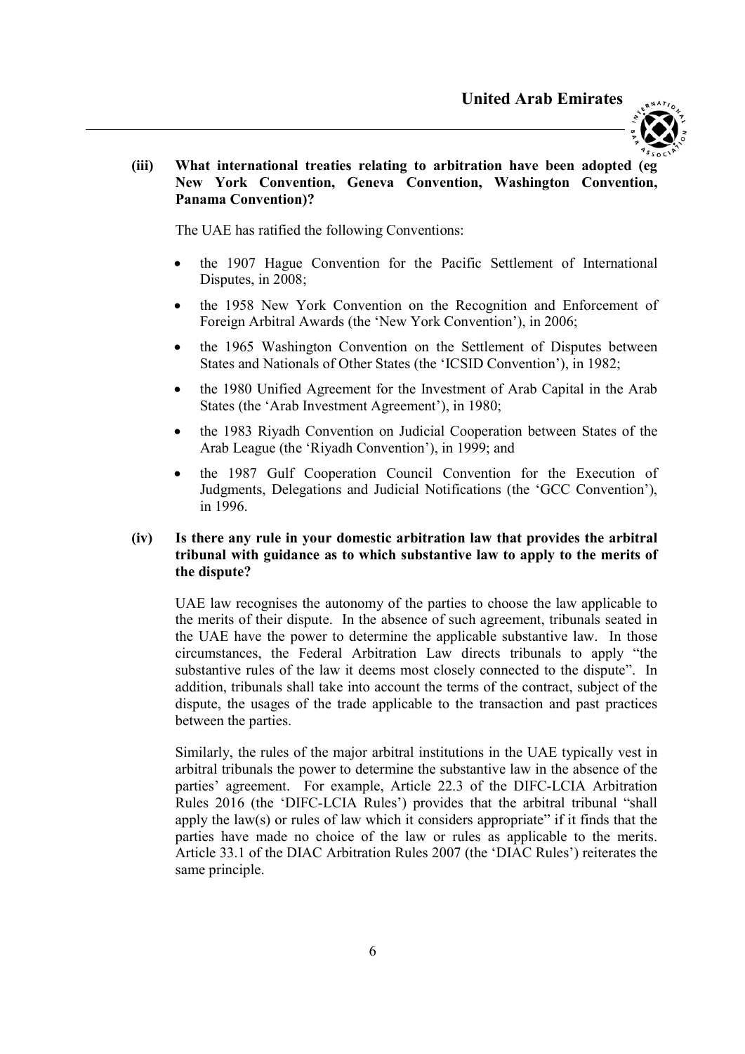**(iii) What international treaties relating to arbitration have been adopted (eg New York Convention, Geneva Convention, Washington Convention, Panama Convention)?**

The UAE has ratified the following Conventions:

- the 1907 Hague Convention for the Pacific Settlement of International Disputes, in 2008;
- the 1958 New York Convention on the Recognition and Enforcement of Foreign Arbitral Awards (the 'New York Convention'), in 2006;
- the 1965 Washington Convention on the Settlement of Disputes between States and Nationals of Other States (the 'ICSID Convention'), in 1982;
- the 1980 Unified Agreement for the Investment of Arab Capital in the Arab States (the 'Arab Investment Agreement'), in 1980;
- the 1983 Riyadh Convention on Judicial Cooperation between States of the Arab League (the 'Riyadh Convention'), in 1999; and
- the 1987 Gulf Cooperation Council Convention for the Execution of Judgments, Delegations and Judicial Notifications (the 'GCC Convention'), in 1996.

**(iv) Is there any rule in your domestic arbitration law that provides the arbitral tribunal with guidance as to which substantive law to apply to the merits of the dispute?**

UAE law recognises the autonomy of the parties to choose the law applicable to the merits of their dispute. In the absence of such agreement, tribunals seated in the UAE have the power to determine the applicable substantive law. In those circumstances, the Federal Arbitration Law directs tribunals to apply "the substantive rules of the law it deems most closely connected to the dispute". In addition, tribunals shall take into account the terms of the contract, subject of the dispute, the usages of the trade applicable to the transaction and past practices between the parties.

Similarly, the rules of the major arbitral institutions in the UAE typically vest in arbitral tribunals the power to determine the substantive law in the absence of the parties' agreement. For example, Article 22.3 of the DIFC-LCIA Arbitration Rules 2016 (the 'DIFC-LCIA Rules') provides that the arbitral tribunal "shall apply the law(s) or rules of law which it considers appropriate" if it finds that the parties have made no choice of the law or rules as applicable to the merits. Article 33.1 of the DIAC Arbitration Rules 2007 (the 'DIAC Rules') reiterates the same principle.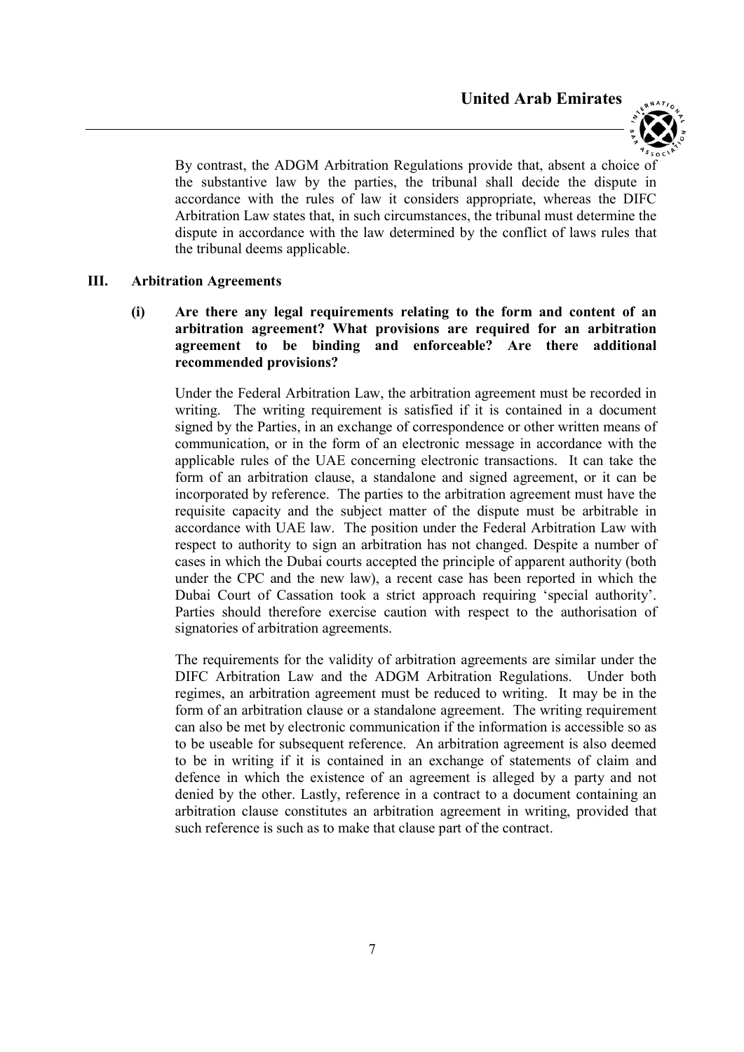By contrast, the ADGM Arbitration Regulations provide that, absent a choice of the substantive law by the parties, the tribunal shall decide the dispute in accordance with the rules of law it considers appropriate, whereas the DIFC Arbitration Law states that, in such circumstances, the tribunal must determine the dispute in accordance with the law determined by the conflict of laws rules that the tribunal deems applicable.

## III. Arbitration Agreements

### (i) Are there any legal requirements relating to the form and content of an arbitration agreement? What provisions are required for an arbitration agreement to be binding and enforceable? Are there additional recommended provisions?

Under the Federal Arbitration Law, the arbitration agreement must be recorded in writing. The writing requirement is satisfied if it is contained in a document signed by the Parties, in an exchange of correspondence or other written means of communication, or in the form of an electronic message in accordance with the applicable rules of the UAE concerning electronic transactions. It can take the form of an arbitration clause, a standalone and signed agreement, or it can be incorporated by reference. The parties to the arbitration agreement must have the requisite capacity and the subject matter of the dispute must be arbitrable in accordance with UAE law. The position under the Federal Arbitration Law with respect to authority to sign an arbitration has not changed. Despite a number of cases in which the Dubai courts accepted the principle of apparent authority (both under the CPC and the new law), a recent case has been reported in which the Dubai Court of Cassation took a strict approach requiring 'special authority'. Parties should therefore exercise caution with respect to the authorisation of signatories of arbitration agreements.

The requirements for the validity of arbitration agreements are similar under the DIFC Arbitration Law and the ADGM Arbitration Regulations. Under both regimes, an arbitration agreement must be reduced to writing. It may be in the form of an arbitration clause or a standalone agreement. The writing requirement can also be met by electronic communication if the information is accessible so as to be useable for subsequent reference. An arbitration agreement is also deemed to be in writing if it is contained in an exchange of statements of claim and defence in which the existence of an agreement is alleged by a party and not denied by the other. Lastly, reference in a contract to a document containing an arbitration clause constitutes an arbitration agreement in writing, provided that such reference is such as to make that clause part of the contract.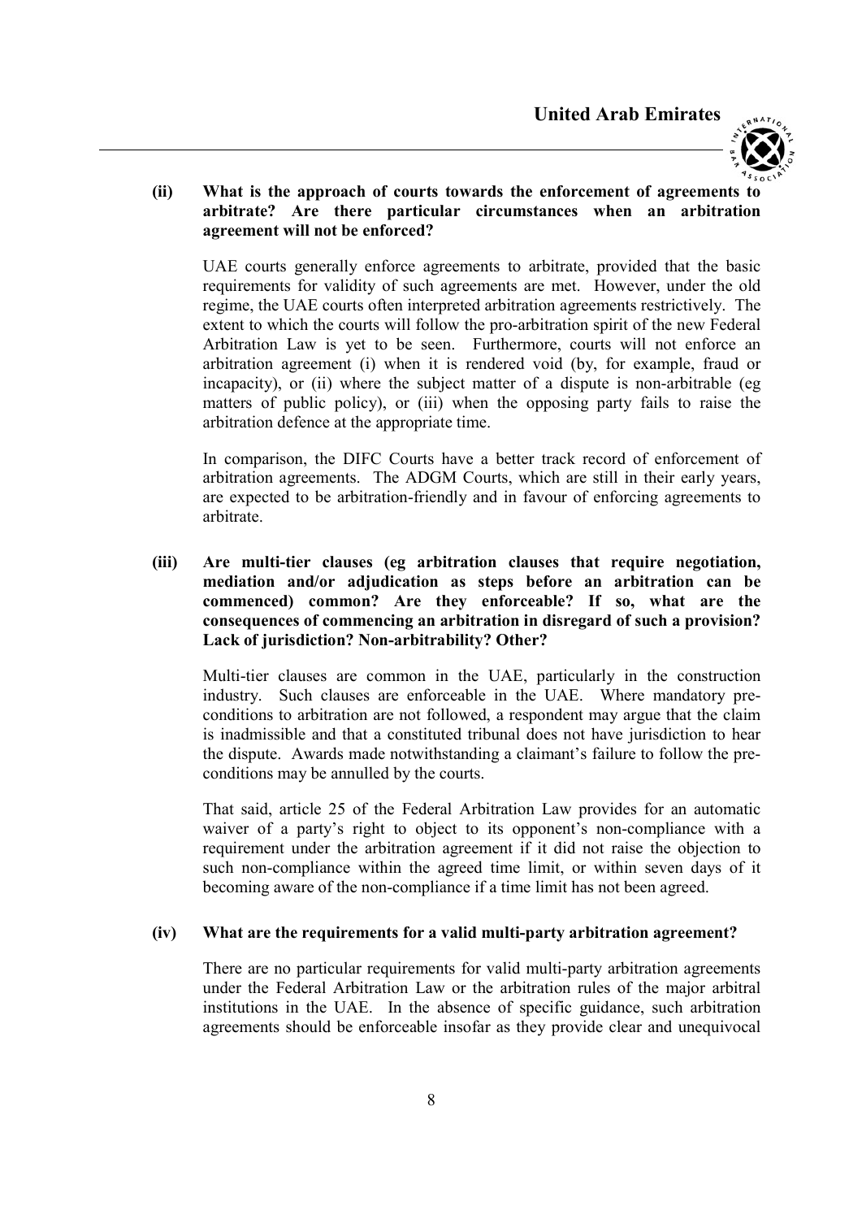**(ii) What is the approach of courts towards the enforcement of agreements to arbitrate? Are there particular circumstances when an arbitration agreement will not be enforced?**

UAE courts generally enforce agreements to arbitrate, provided that the basic requirements for validity of such agreements are met. However, under the old regime, the UAE courts often interpreted arbitration agreements restrictively. The extent to which the courts will follow the pro-arbitration spirit of the new Federal Arbitration Law is yet to be seen. Furthermore, courts will not enforce an arbitration agreement (i) when it is rendered void (by, for example, fraud or incapacity), or (ii) where the subject matter of a dispute is non-arbitrable (eg matters of public policy), or (iii) when the opposing party fails to raise the arbitration defence at the appropriate time.

In comparison, the DIFC Courts have a better track record of enforcement of arbitration agreements. The ADGM Courts, which are still in their early years, are expected to be arbitration-friendly and in favour of enforcing agreements to arbitrate.

**(iii) Are multi-tier clauses (eg arbitration clauses that require negotiation, mediation and/or adjudication as steps before an arbitration can be commenced) common? Are they enforceable? If so, what are the consequences of commencing an arbitration in disregard of such a provision? Lack of jurisdiction? Non-arbitrability? Other?**

Multi-tier clauses are common in the UAE, particularly in the construction industry. Such clauses are enforceable in the UAE. Where mandatory pre-conditions to arbitration are not followed, a respondent may argue that the claim is inadmissible and that a constituted tribunal does not have jurisdiction to hear the dispute. Awards made notwithstanding a claimant's failure to follow the pre-conditions may be annulled by the courts.

That said, article 25 of the Federal Arbitration Law provides for an automatic waiver of a party's right to object to its opponent's non-compliance with a requirement under the arbitration agreement if it did not raise the objection to such non-compliance within the agreed time limit, or within seven days of it becoming aware of the non-compliance if a time limit has not been agreed.

**(iv) What are the requirements for a valid multi-party arbitration agreement?**

There are no particular requirements for valid multi-party arbitration agreements under the Federal Arbitration Law or the arbitration rules of the major arbitral institutions in the UAE. In the absence of specific guidance, such arbitration agreements should be enforceable insofar as they provide clear and unequivocal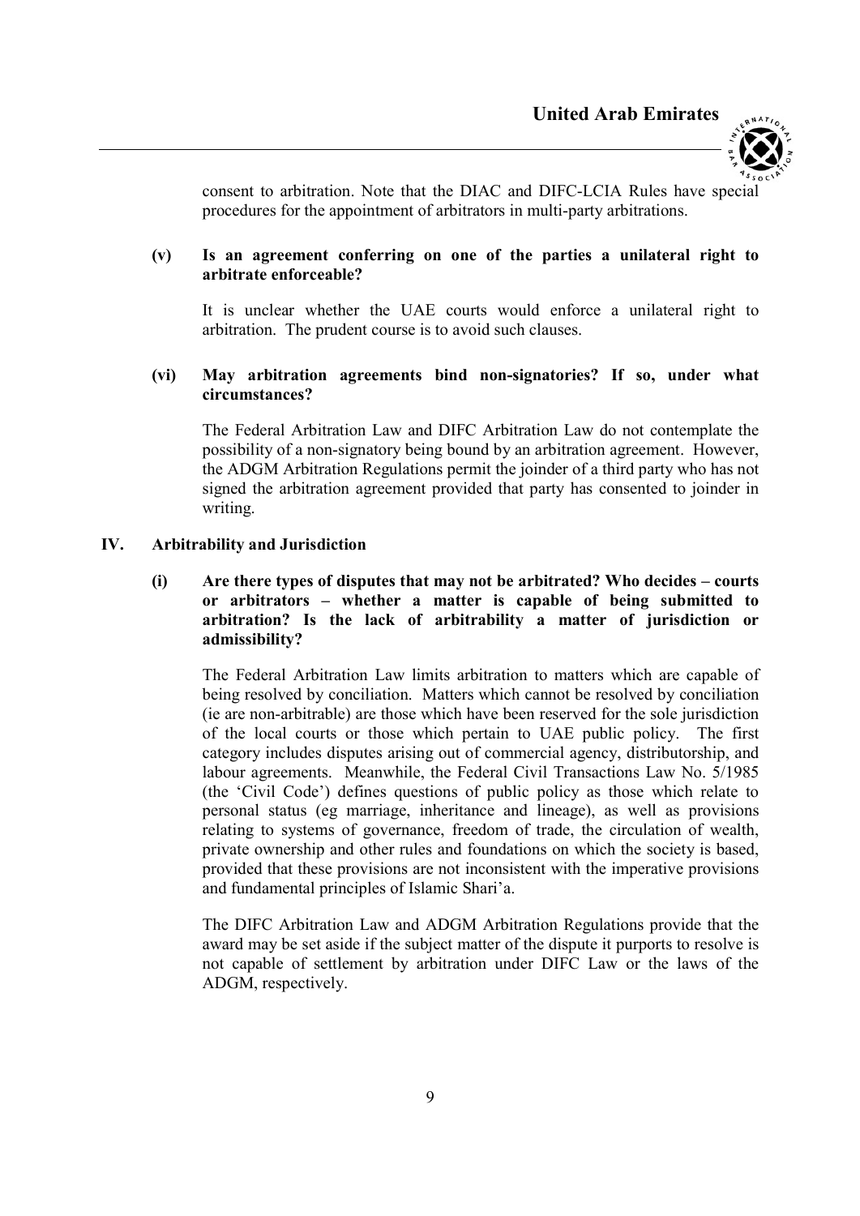consent to arbitration. Note that the DIAC and DIFC-LCIA Rules have special procedures for the appointment of arbitrators in multi-party arbitrations.

**(v) Is an agreement conferring on one of the parties a unilateral right to arbitrate enforceable?**

It is unclear whether the UAE courts would enforce a unilateral right to arbitration. The prudent course is to avoid such clauses.

**(vi) May arbitration agreements bind non-signatories? If so, under what circumstances?**

The Federal Arbitration Law and DIFC Arbitration Law do not contemplate the possibility of a non-signatory being bound by an arbitration agreement. However, the ADGM Arbitration Regulations permit the joinder of a third party who has not signed the arbitration agreement provided that party has consented to joinder in writing.

## IV. Arbitrability and Jurisdiction

**(i) Are there types of disputes that may not be arbitrated? Who decides – courts or arbitrators – whether a matter is capable of being submitted to arbitration? Is the lack of arbitrability a matter of jurisdiction or admissibility?**

The Federal Arbitration Law limits arbitration to matters which are capable of being resolved by conciliation. Matters which cannot be resolved by conciliation (ie are non-arbitrable) are those which have been reserved for the sole jurisdiction of the local courts or those which pertain to UAE public policy. The first category includes disputes arising out of commercial agency, distributorship, and labour agreements. Meanwhile, the Federal Civil Transactions Law No. 5/1985 (the 'Civil Code') defines questions of public policy as those which relate to personal status (eg marriage, inheritance and lineage), as well as provisions relating to systems of governance, freedom of trade, the circulation of wealth, private ownership and other rules and foundations on which the society is based, provided that these provisions are not inconsistent with the imperative provisions and fundamental principles of Islamic Shari'a.

The DIFC Arbitration Law and ADGM Arbitration Regulations provide that the award may be set aside if the subject matter of the dispute it purports to resolve is not capable of settlement by arbitration under DIFC Law or the laws of the ADGM, respectively.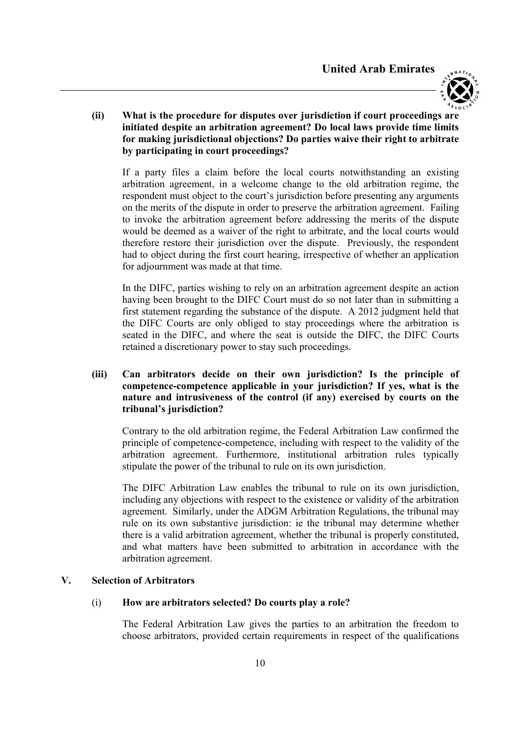**(ii) What is the procedure for disputes over jurisdiction if court proceedings are initiated despite an arbitration agreement? Do local laws provide time limits for making jurisdictional objections? Do parties waive their right to arbitrate by participating in court proceedings?**

If a party files a claim before the local courts notwithstanding an existing arbitration agreement, in a welcome change to the old arbitration regime, the respondent must object to the court's jurisdiction before presenting any arguments on the merits of the dispute in order to preserve the arbitration agreement. Failing to invoke the arbitration agreement before addressing the merits of the dispute would be deemed as a waiver of the right to arbitrate, and the local courts would therefore restore their jurisdiction over the dispute. Previously, the respondent had to object during the first court hearing, irrespective of whether an application for adjournment was made at that time.

In the DIFC, parties wishing to rely on an arbitration agreement despite an action having been brought to the DIFC Court must do so not later than in submitting a first statement regarding the substance of the dispute. A 2012 judgment held that the DIFC Courts are only obliged to stay proceedings where the arbitration is seated in the DIFC, and where the seat is outside the DIFC, the DIFC Courts retained a discretionary power to stay such proceedings.

**(iii) Can arbitrators decide on their own jurisdiction? Is the principle of competence-competence applicable in your jurisdiction? If yes, what is the nature and intrusiveness of the control (if any) exercised by courts on the tribunal's jurisdiction?**

Contrary to the old arbitration regime, the Federal Arbitration Law confirmed the principle of competence-competence, including with respect to the validity of the arbitration agreement. Furthermore, institutional arbitration rules typically stipulate the power of the tribunal to rule on its own jurisdiction.

The DIFC Arbitration Law enables the tribunal to rule on its own jurisdiction, including any objections with respect to the existence or validity of the arbitration agreement. Similarly, under the ADGM Arbitration Regulations, the tribunal may rule on its own substantive jurisdiction: ie the tribunal may determine whether there is a valid arbitration agreement, whether the tribunal is properly constituted, and what matters have been submitted to arbitration in accordance with the arbitration agreement.

## V. Selection of Arbitrators

### (i) How are arbitrators selected? Do courts play a role?

The Federal Arbitration Law gives the parties to an arbitration the freedom to choose arbitrators, provided certain requirements in respect of the qualifications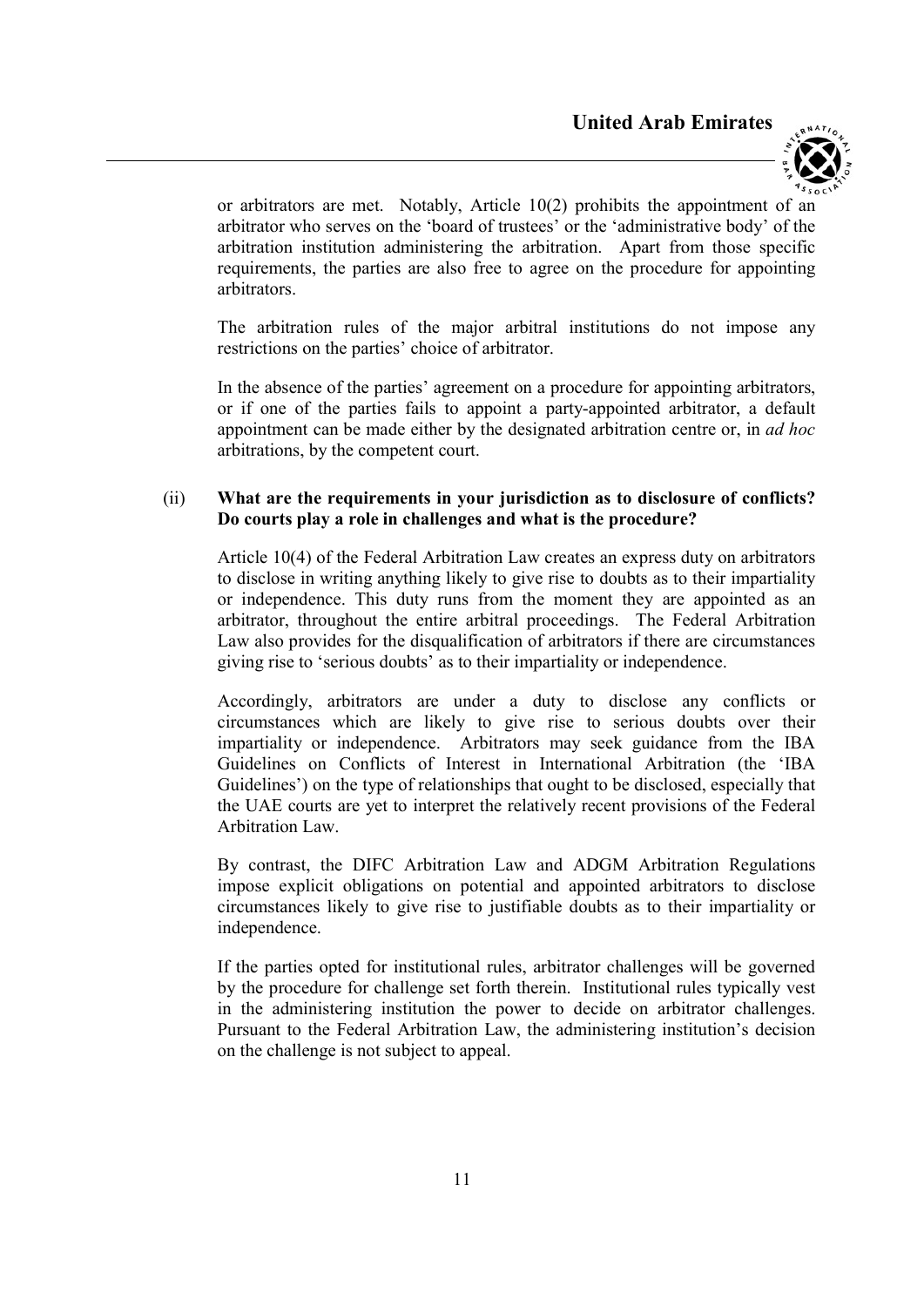or arbitrators are met. Notably, Article 10(2) prohibits the appointment of an arbitrator who serves on the 'board of trustees' or the 'administrative body' of the arbitration institution administering the arbitration. Apart from those specific requirements, the parties are also free to agree on the procedure for appointing arbitrators.

The arbitration rules of the major arbitral institutions do not impose any restrictions on the parties' choice of arbitrator.

In the absence of the parties' agreement on a procedure for appointing arbitrators, or if one of the parties fails to appoint a party-appointed arbitrator, a default appointment can be made either by the designated arbitration centre or, in *ad hoc* arbitrations, by the competent court.

(ii) **What are the requirements in your jurisdiction as to disclosure of conflicts? Do courts play a role in challenges and what is the procedure?**

Article 10(4) of the Federal Arbitration Law creates an express duty on arbitrators to disclose in writing anything likely to give rise to doubts as to their impartiality or independence. This duty runs from the moment they are appointed as an arbitrator, throughout the entire arbitral proceedings. The Federal Arbitration Law also provides for the disqualification of arbitrators if there are circumstances giving rise to 'serious doubts' as to their impartiality or independence.

Accordingly, arbitrators are under a duty to disclose any conflicts or circumstances which are likely to give rise to serious doubts over their impartiality or independence. Arbitrators may seek guidance from the IBA Guidelines on Conflicts of Interest in International Arbitration (the 'IBA Guidelines') on the type of relationships that ought to be disclosed, especially that the UAE courts are yet to interpret the relatively recent provisions of the Federal Arbitration Law.

By contrast, the DIFC Arbitration Law and ADGM Arbitration Regulations impose explicit obligations on potential and appointed arbitrators to disclose circumstances likely to give rise to justifiable doubts as to their impartiality or independence.

If the parties opted for institutional rules, arbitrator challenges will be governed by the procedure for challenge set forth therein. Institutional rules typically vest in the administering institution the power to decide on arbitrator challenges. Pursuant to the Federal Arbitration Law, the administering institution's decision on the challenge is not subject to appeal.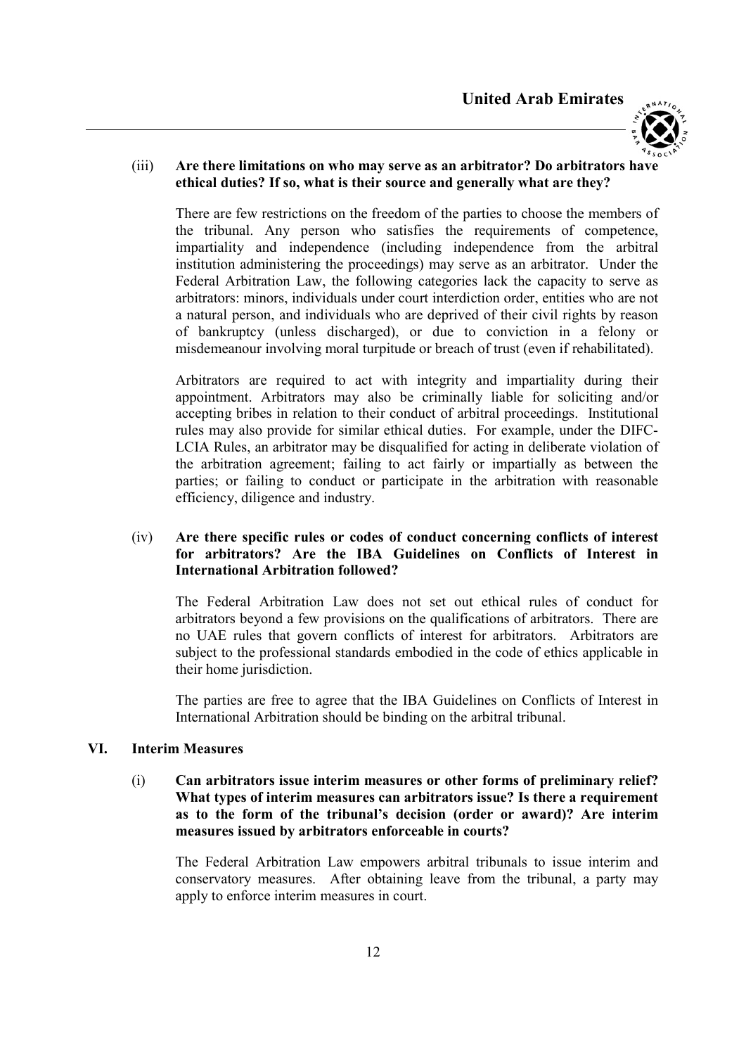(iii) **Are there limitations on who may serve as an arbitrator? Do arbitrators have ethical duties? If so, what is their source and generally what are they?**

There are few restrictions on the freedom of the parties to choose the members of the tribunal. Any person who satisfies the requirements of competence, impartiality and independence (including independence from the arbitral institution administering the proceedings) may serve as an arbitrator. Under the Federal Arbitration Law, the following categories lack the capacity to serve as arbitrators: minors, individuals under court interdiction order, entities who are not a natural person, and individuals who are deprived of their civil rights by reason of bankruptcy (unless discharged), or due to conviction in a felony or misdemeanour involving moral turpitude or breach of trust (even if rehabilitated).

Arbitrators are required to act with integrity and impartiality during their appointment. Arbitrators may also be criminally liable for soliciting and/or accepting bribes in relation to their conduct of arbitral proceedings. Institutional rules may also provide for similar ethical duties. For example, under the DIFC-LCIA Rules, an arbitrator may be disqualified for acting in deliberate violation of the arbitration agreement; failing to act fairly or impartially as between the parties; or failing to conduct or participate in the arbitration with reasonable efficiency, diligence and industry.

(iv) **Are there specific rules or codes of conduct concerning conflicts of interest for arbitrators? Are the IBA Guidelines on Conflicts of Interest in International Arbitration followed?**

The Federal Arbitration Law does not set out ethical rules of conduct for arbitrators beyond a few provisions on the qualifications of arbitrators. There are no UAE rules that govern conflicts of interest for arbitrators. Arbitrators are subject to the professional standards embodied in the code of ethics applicable in their home jurisdiction.

The parties are free to agree that the IBA Guidelines on Conflicts of Interest in International Arbitration should be binding on the arbitral tribunal.

## VI. Interim Measures

(i) **Can arbitrators issue interim measures or other forms of preliminary relief? What types of interim measures can arbitrators issue? Is there a requirement as to the form of the tribunal's decision (order or award)? Are interim measures issued by arbitrators enforceable in courts?**

The Federal Arbitration Law empowers arbitral tribunals to issue interim and conservatory measures. After obtaining leave from the tribunal, a party may apply to enforce interim measures in court.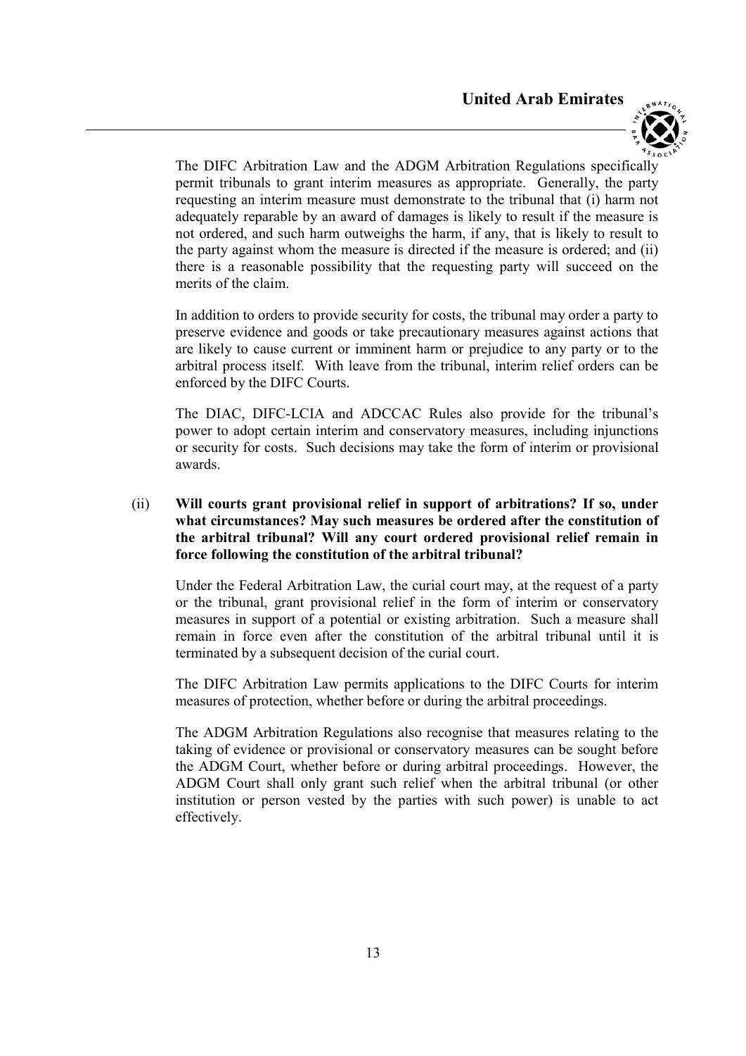The DIFC Arbitration Law and the ADGM Arbitration Regulations specifically permit tribunals to grant interim measures as appropriate. Generally, the party requesting an interim measure must demonstrate to the tribunal that (i) harm not adequately reparable by an award of damages is likely to result if the measure is not ordered, and such harm outweighs the harm, if any, that is likely to result to the party against whom the measure is directed if the measure is ordered; and (ii) there is a reasonable possibility that the requesting party will succeed on the merits of the claim.

In addition to orders to provide security for costs, the tribunal may order a party to preserve evidence and goods or take precautionary measures against actions that are likely to cause current or imminent harm or prejudice to any party or to the arbitral process itself. With leave from the tribunal, interim relief orders can be enforced by the DIFC Courts.

The DIAC, DIFC-LCIA and ADCCAC Rules also provide for the tribunal's power to adopt certain interim and conservatory measures, including injunctions or security for costs. Such decisions may take the form of interim or provisional awards.

(ii) **Will courts grant provisional relief in support of arbitrations? If so, under what circumstances? May such measures be ordered after the constitution of the arbitral tribunal? Will any court ordered provisional relief remain in force following the constitution of the arbitral tribunal?**

Under the Federal Arbitration Law, the curial court may, at the request of a party or the tribunal, grant provisional relief in the form of interim or conservatory measures in support of a potential or existing arbitration. Such a measure shall remain in force even after the constitution of the arbitral tribunal until it is terminated by a subsequent decision of the curial court.

The DIFC Arbitration Law permits applications to the DIFC Courts for interim measures of protection, whether before or during the arbitral proceedings.

The ADGM Arbitration Regulations also recognise that measures relating to the taking of evidence or provisional or conservatory measures can be sought before the ADGM Court, whether before or during arbitral proceedings. However, the ADGM Court shall only grant such relief when the arbitral tribunal (or other institution or person vested by the parties with such power) is unable to act effectively.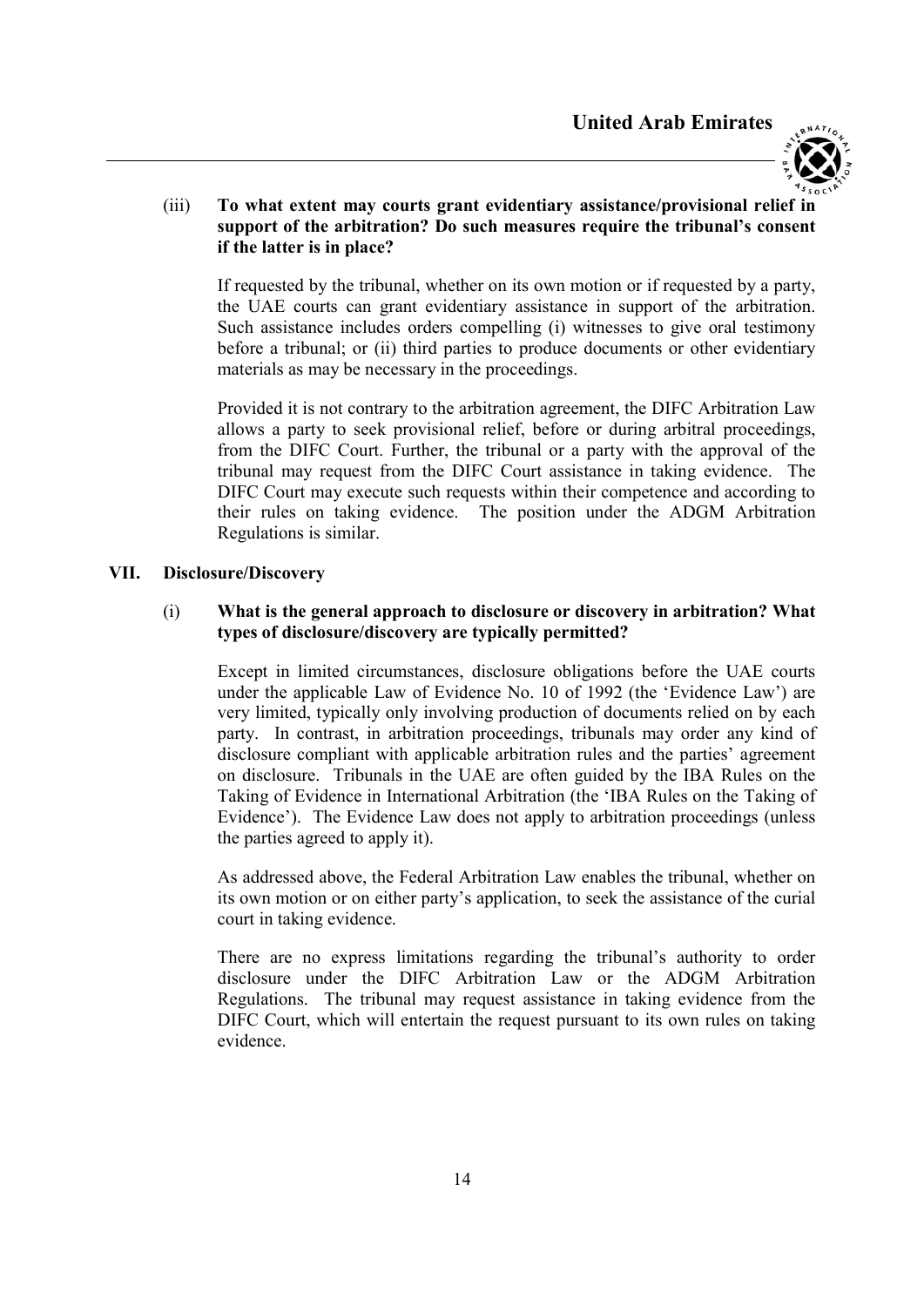(iii) **To what extent may courts grant evidentiary assistance/provisional relief in support of the arbitration? Do such measures require the tribunal's consent if the latter is in place?**

If requested by the tribunal, whether on its own motion or if requested by a party, the UAE courts can grant evidentiary assistance in support of the arbitration. Such assistance includes orders compelling (i) witnesses to give oral testimony before a tribunal; or (ii) third parties to produce documents or other evidentiary materials as may be necessary in the proceedings.

Provided it is not contrary to the arbitration agreement, the DIFC Arbitration Law allows a party to seek provisional relief, before or during arbitral proceedings, from the DIFC Court. Further, the tribunal or a party with the approval of the tribunal may request from the DIFC Court assistance in taking evidence. The DIFC Court may execute such requests within their competence and according to their rules on taking evidence. The position under the ADGM Arbitration Regulations is similar.

## VII. Disclosure/Discovery

(i) **What is the general approach to disclosure or discovery in arbitration? What types of disclosure/discovery are typically permitted?**

Except in limited circumstances, disclosure obligations before the UAE courts under the applicable Law of Evidence No. 10 of 1992 (the 'Evidence Law') are very limited, typically only involving production of documents relied on by each party. In contrast, in arbitration proceedings, tribunals may order any kind of disclosure compliant with applicable arbitration rules and the parties' agreement on disclosure. Tribunals in the UAE are often guided by the IBA Rules on the Taking of Evidence in International Arbitration (the 'IBA Rules on the Taking of Evidence'). The Evidence Law does not apply to arbitration proceedings (unless the parties agreed to apply it).

As addressed above, the Federal Arbitration Law enables the tribunal, whether on its own motion or on either party's application, to seek the assistance of the curial court in taking evidence.

There are no express limitations regarding the tribunal's authority to order disclosure under the DIFC Arbitration Law or the ADGM Arbitration Regulations. The tribunal may request assistance in taking evidence from the DIFC Court, which will entertain the request pursuant to its own rules on taking evidence.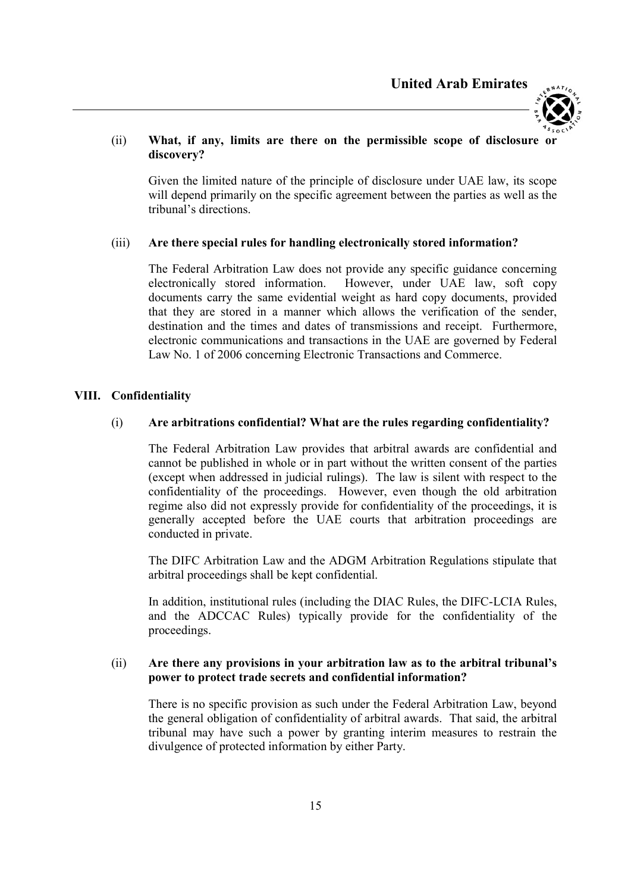(ii) **What, if any, limits are there on the permissible scope of disclosure or discovery?**

Given the limited nature of the principle of disclosure under UAE law, its scope will depend primarily on the specific agreement between the parties as well as the tribunal's directions.

(iii) **Are there special rules for handling electronically stored information?**

The Federal Arbitration Law does not provide any specific guidance concerning electronically stored information. However, under UAE law, soft copy documents carry the same evidential weight as hard copy documents, provided that they are stored in a manner which allows the verification of the sender, destination and the times and dates of transmissions and receipt. Furthermore, electronic communications and transactions in the UAE are governed by Federal Law No. 1 of 2006 concerning Electronic Transactions and Commerce.

## VIII. Confidentiality

(i) **Are arbitrations confidential? What are the rules regarding confidentiality?**

The Federal Arbitration Law provides that arbitral awards are confidential and cannot be published in whole or in part without the written consent of the parties (except when addressed in judicial rulings). The law is silent with respect to the confidentiality of the proceedings. However, even though the old arbitration regime also did not expressly provide for confidentiality of the proceedings, it is generally accepted before the UAE courts that arbitration proceedings are conducted in private.

The DIFC Arbitration Law and the ADGM Arbitration Regulations stipulate that arbitral proceedings shall be kept confidential.

In addition, institutional rules (including the DIAC Rules, the DIFC-LCIA Rules, and the ADCCAC Rules) typically provide for the confidentiality of the proceedings.

(ii) **Are there any provisions in your arbitration law as to the arbitral tribunal's power to protect trade secrets and confidential information?**

There is no specific provision as such under the Federal Arbitration Law, beyond the general obligation of confidentiality of arbitral awards. That said, the arbitral tribunal may have such a power by granting interim measures to restrain the divulgence of protected information by either Party.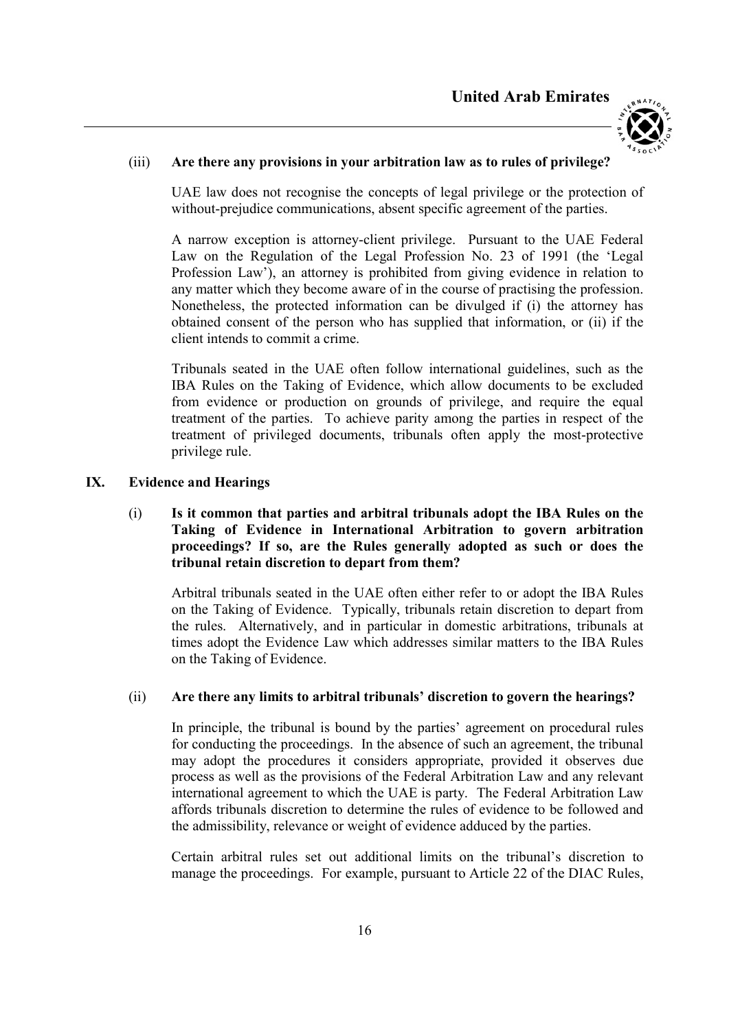(iii) **Are there any provisions in your arbitration law as to rules of privilege?**

UAE law does not recognise the concepts of legal privilege or the protection of without-prejudice communications, absent specific agreement of the parties.

A narrow exception is attorney-client privilege. Pursuant to the UAE Federal Law on the Regulation of the Legal Profession No. 23 of 1991 (the 'Legal Profession Law'), an attorney is prohibited from giving evidence in relation to any matter which they become aware of in the course of practising the profession. Nonetheless, the protected information can be divulged if (i) the attorney has obtained consent of the person who has supplied that information, or (ii) if the client intends to commit a crime.

Tribunals seated in the UAE often follow international guidelines, such as the IBA Rules on the Taking of Evidence, which allow documents to be excluded from evidence or production on grounds of privilege, and require the equal treatment of the parties. To achieve parity among the parties in respect of the treatment of privileged documents, tribunals often apply the most-protective privilege rule.

## IX. Evidence and Hearings

(i) **Is it common that parties and arbitral tribunals adopt the IBA Rules on the Taking of Evidence in International Arbitration to govern arbitration proceedings? If so, are the Rules generally adopted as such or does the tribunal retain discretion to depart from them?**

Arbitral tribunals seated in the UAE often either refer to or adopt the IBA Rules on the Taking of Evidence. Typically, tribunals retain discretion to depart from the rules. Alternatively, and in particular in domestic arbitrations, tribunals at times adopt the Evidence Law which addresses similar matters to the IBA Rules on the Taking of Evidence.

(ii) **Are there any limits to arbitral tribunals' discretion to govern the hearings?**

In principle, the tribunal is bound by the parties' agreement on procedural rules for conducting the proceedings. In the absence of such an agreement, the tribunal may adopt the procedures it considers appropriate, provided it observes due process as well as the provisions of the Federal Arbitration Law and any relevant international agreement to which the UAE is party. The Federal Arbitration Law affords tribunals discretion to determine the rules of evidence to be followed and the admissibility, relevance or weight of evidence adduced by the parties.

Certain arbitral rules set out additional limits on the tribunal's discretion to manage the proceedings. For example, pursuant to Article 22 of the DIAC Rules,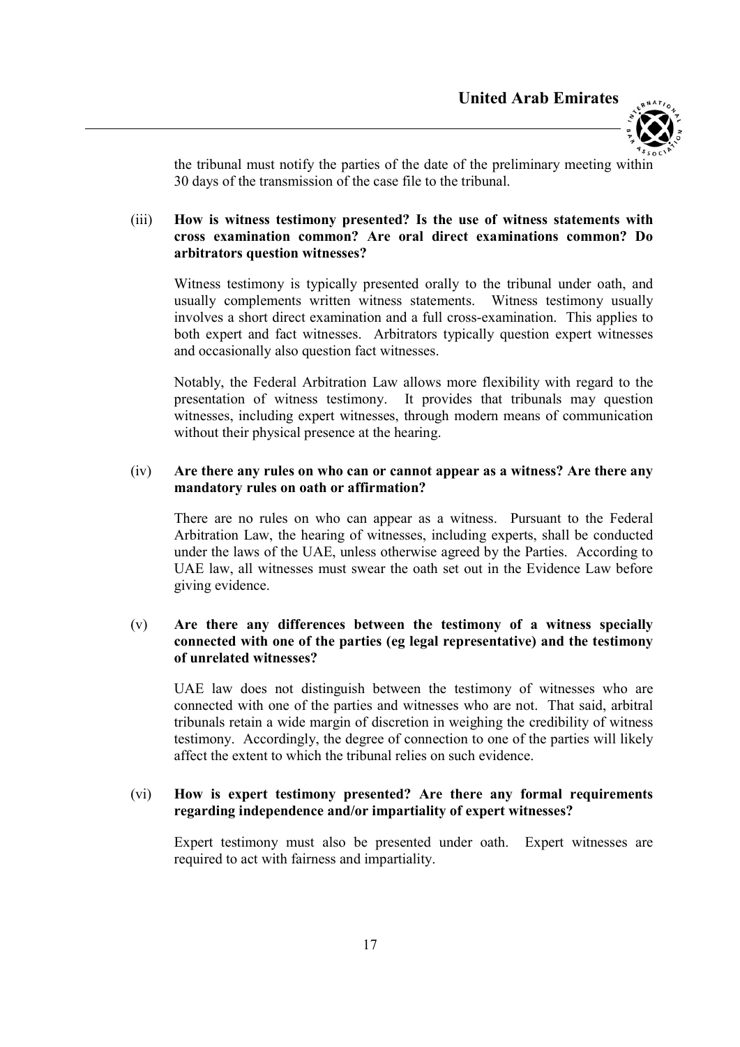the tribunal must notify the parties of the date of the preliminary meeting within 30 days of the transmission of the case file to the tribunal.

(iii) **How is witness testimony presented? Is the use of witness statements with cross examination common? Are oral direct examinations common? Do arbitrators question witnesses?**

Witness testimony is typically presented orally to the tribunal under oath, and usually complements written witness statements. Witness testimony usually involves a short direct examination and a full cross-examination. This applies to both expert and fact witnesses. Arbitrators typically question expert witnesses and occasionally also question fact witnesses.

Notably, the Federal Arbitration Law allows more flexibility with regard to the presentation of witness testimony. It provides that tribunals may question witnesses, including expert witnesses, through modern means of communication without their physical presence at the hearing.

(iv) **Are there any rules on who can or cannot appear as a witness? Are there any mandatory rules on oath or affirmation?**

There are no rules on who can appear as a witness. Pursuant to the Federal Arbitration Law, the hearing of witnesses, including experts, shall be conducted under the laws of the UAE, unless otherwise agreed by the Parties. According to UAE law, all witnesses must swear the oath set out in the Evidence Law before giving evidence.

(v) **Are there any differences between the testimony of a witness specially connected with one of the parties (eg legal representative) and the testimony of unrelated witnesses?**

UAE law does not distinguish between the testimony of witnesses who are connected with one of the parties and witnesses who are not. That said, arbitral tribunals retain a wide margin of discretion in weighing the credibility of witness testimony. Accordingly, the degree of connection to one of the parties will likely affect the extent to which the tribunal relies on such evidence.

(vi) **How is expert testimony presented? Are there any formal requirements regarding independence and/or impartiality of expert witnesses?**

Expert testimony must also be presented under oath. Expert witnesses are required to act with fairness and impartiality.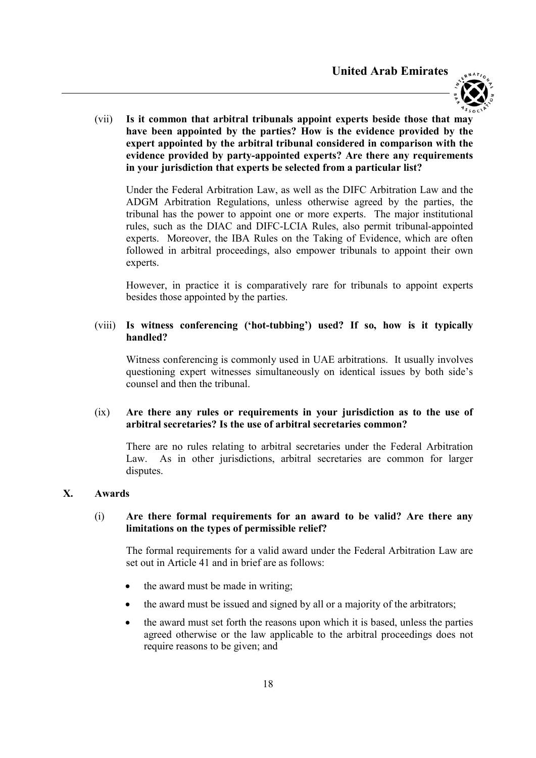(vii) **Is it common that arbitral tribunals appoint experts beside those that may have been appointed by the parties? How is the evidence provided by the expert appointed by the arbitral tribunal considered in comparison with the evidence provided by party-appointed experts? Are there any requirements in your jurisdiction that experts be selected from a particular list?**

Under the Federal Arbitration Law, as well as the DIFC Arbitration Law and the ADGM Arbitration Regulations, unless otherwise agreed by the parties, the tribunal has the power to appoint one or more experts. The major institutional rules, such as the DIAC and DIFC-LCIA Rules, also permit tribunal-appointed experts. Moreover, the IBA Rules on the Taking of Evidence, which are often followed in arbitral proceedings, also empower tribunals to appoint their own experts.

However, in practice it is comparatively rare for tribunals to appoint experts besides those appointed by the parties.

(viii) **Is witness conferencing ('hot-tubbing') used? If so, how is it typically handled?**

Witness conferencing is commonly used in UAE arbitrations. It usually involves questioning expert witnesses simultaneously on identical issues by both side's counsel and then the tribunal.

(ix) **Are there any rules or requirements in your jurisdiction as to the use of arbitral secretaries? Is the use of arbitral secretaries common?**

There are no rules relating to arbitral secretaries under the Federal Arbitration Law. As in other jurisdictions, arbitral secretaries are common for larger disputes.

## X. Awards

(i) **Are there formal requirements for an award to be valid? Are there any limitations on the types of permissible relief?**

The formal requirements for a valid award under the Federal Arbitration Law are set out in Article 41 and in brief are as follows:

- the award must be made in writing;
- the award must be issued and signed by all or a majority of the arbitrators;
- the award must set forth the reasons upon which it is based, unless the parties agreed otherwise or the law applicable to the arbitral proceedings does not require reasons to be given; and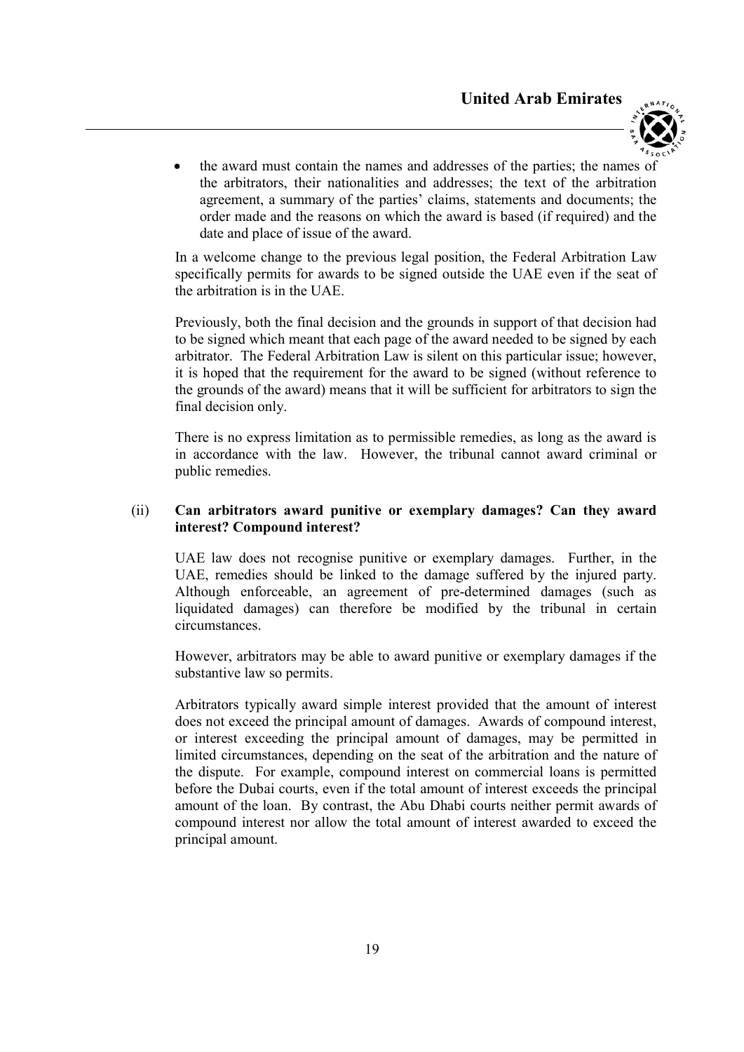- the award must contain the names and addresses of the parties; the names of the arbitrators, their nationalities and addresses; the text of the arbitration agreement, a summary of the parties' claims, statements and documents; the order made and the reasons on which the award is based (if required) and the date and place of issue of the award.

In a welcome change to the previous legal position, the Federal Arbitration Law specifically permits for awards to be signed outside the UAE even if the seat of the arbitration is in the UAE.

Previously, both the final decision and the grounds in support of that decision had to be signed which meant that each page of the award needed to be signed by each arbitrator. The Federal Arbitration Law is silent on this particular issue; however, it is hoped that the requirement for the award to be signed (without reference to the grounds of the award) means that it will be sufficient for arbitrators to sign the final decision only.

There is no express limitation as to permissible remedies, as long as the award is in accordance with the law. However, the tribunal cannot award criminal or public remedies.

(ii) **Can arbitrators award punitive or exemplary damages? Can they award interest? Compound interest?**

UAE law does not recognise punitive or exemplary damages. Further, in the UAE, remedies should be linked to the damage suffered by the injured party. Although enforceable, an agreement of pre-determined damages (such as liquidated damages) can therefore be modified by the tribunal in certain circumstances.

However, arbitrators may be able to award punitive or exemplary damages if the substantive law so permits.

Arbitrators typically award simple interest provided that the amount of interest does not exceed the principal amount of damages. Awards of compound interest, or interest exceeding the principal amount of damages, may be permitted in limited circumstances, depending on the seat of the arbitration and the nature of the dispute. For example, compound interest on commercial loans is permitted before the Dubai courts, even if the total amount of interest exceeds the principal amount of the loan. By contrast, the Abu Dhabi courts neither permit awards of compound interest nor allow the total amount of interest awarded to exceed the principal amount.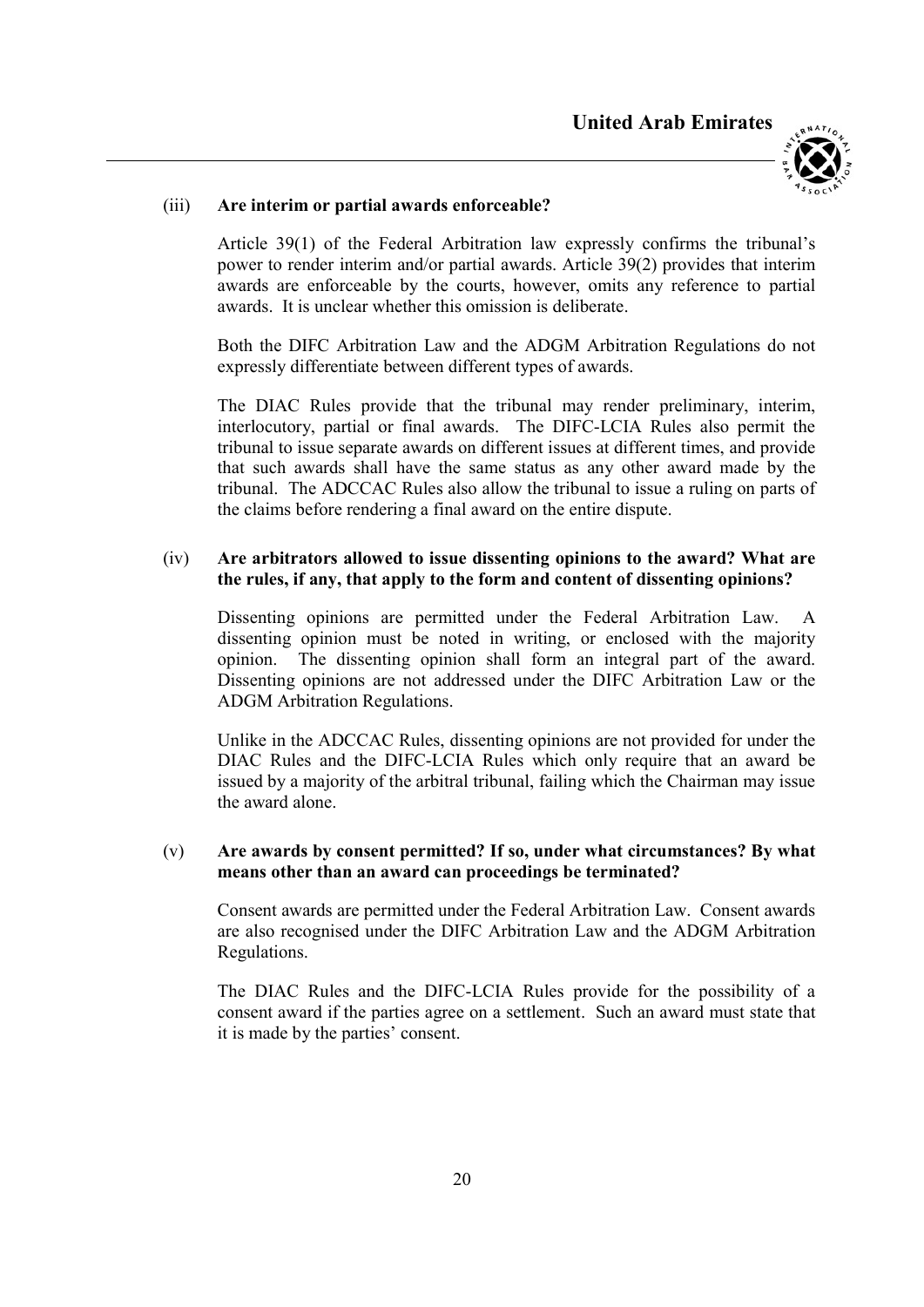(iii) **Are interim or partial awards enforceable?**

Article 39(1) of the Federal Arbitration law expressly confirms the tribunal's power to render interim and/or partial awards. Article 39(2) provides that interim awards are enforceable by the courts, however, omits any reference to partial awards. It is unclear whether this omission is deliberate.

Both the DIFC Arbitration Law and the ADGM Arbitration Regulations do not expressly differentiate between different types of awards.

The DIAC Rules provide that the tribunal may render preliminary, interim, interlocutory, partial or final awards. The DIFC-LCIA Rules also permit the tribunal to issue separate awards on different issues at different times, and provide that such awards shall have the same status as any other award made by the tribunal. The ADCCAC Rules also allow the tribunal to issue a ruling on parts of the claims before rendering a final award on the entire dispute.

(iv) **Are arbitrators allowed to issue dissenting opinions to the award? What are the rules, if any, that apply to the form and content of dissenting opinions?**

Dissenting opinions are permitted under the Federal Arbitration Law. A dissenting opinion must be noted in writing, or enclosed with the majority opinion. The dissenting opinion shall form an integral part of the award. Dissenting opinions are not addressed under the DIFC Arbitration Law or the ADGM Arbitration Regulations.

Unlike in the ADCCAC Rules, dissenting opinions are not provided for under the DIAC Rules and the DIFC-LCIA Rules which only require that an award be issued by a majority of the arbitral tribunal, failing which the Chairman may issue the award alone.

(v) **Are awards by consent permitted? If so, under what circumstances? By what means other than an award can proceedings be terminated?**

Consent awards are permitted under the Federal Arbitration Law. Consent awards are also recognised under the DIFC Arbitration Law and the ADGM Arbitration Regulations.

The DIAC Rules and the DIFC-LCIA Rules provide for the possibility of a consent award if the parties agree on a settlement. Such an award must state that it is made by the parties' consent.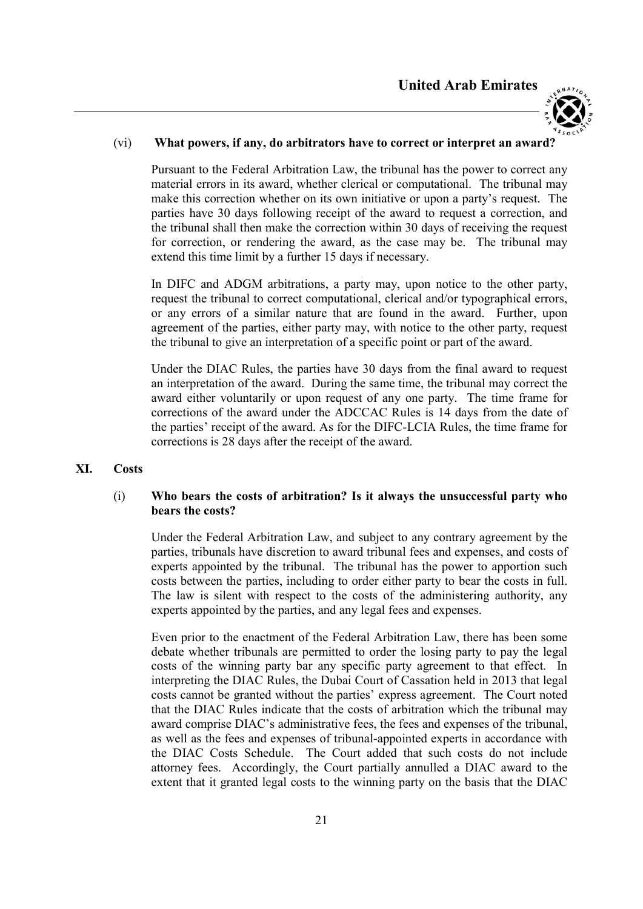(vi) **What powers, if any, do arbitrators have to correct or interpret an award?**

Pursuant to the Federal Arbitration Law, the tribunal has the power to correct any material errors in its award, whether clerical or computational. The tribunal may make this correction whether on its own initiative or upon a party's request. The parties have 30 days following receipt of the award to request a correction, and the tribunal shall then make the correction within 30 days of receiving the request for correction, or rendering the award, as the case may be. The tribunal may extend this time limit by a further 15 days if necessary.

In DIFC and ADGM arbitrations, a party may, upon notice to the other party, request the tribunal to correct computational, clerical and/or typographical errors, or any errors of a similar nature that are found in the award. Further, upon agreement of the parties, either party may, with notice to the other party, request the tribunal to give an interpretation of a specific point or part of the award.

Under the DIAC Rules, the parties have 30 days from the final award to request an interpretation of the award. During the same time, the tribunal may correct the award either voluntarily or upon request of any one party. The time frame for corrections of the award under the ADCCAC Rules is 14 days from the date of the parties' receipt of the award. As for the DIFC-LCIA Rules, the time frame for corrections is 28 days after the receipt of the award.

## XI. Costs

(i) **Who bears the costs of arbitration? Is it always the unsuccessful party who bears the costs?**

Under the Federal Arbitration Law, and subject to any contrary agreement by the parties, tribunals have discretion to award tribunal fees and expenses, and costs of experts appointed by the tribunal. The tribunal has the power to apportion such costs between the parties, including to order either party to bear the costs in full. The law is silent with respect to the costs of the administering authority, any experts appointed by the parties, and any legal fees and expenses.

Even prior to the enactment of the Federal Arbitration Law, there has been some debate whether tribunals are permitted to order the losing party to pay the legal costs of the winning party bar any specific party agreement to that effect. In interpreting the DIAC Rules, the Dubai Court of Cassation held in 2013 that legal costs cannot be granted without the parties' express agreement. The Court noted that the DIAC Rules indicate that the costs of arbitration which the tribunal may award comprise DIAC's administrative fees, the fees and expenses of the tribunal, as well as the fees and expenses of tribunal-appointed experts in accordance with the DIAC Costs Schedule. The Court added that such costs do not include attorney fees. Accordingly, the Court partially annulled a DIAC award to the extent that it granted legal costs to the winning party on the basis that the DIAC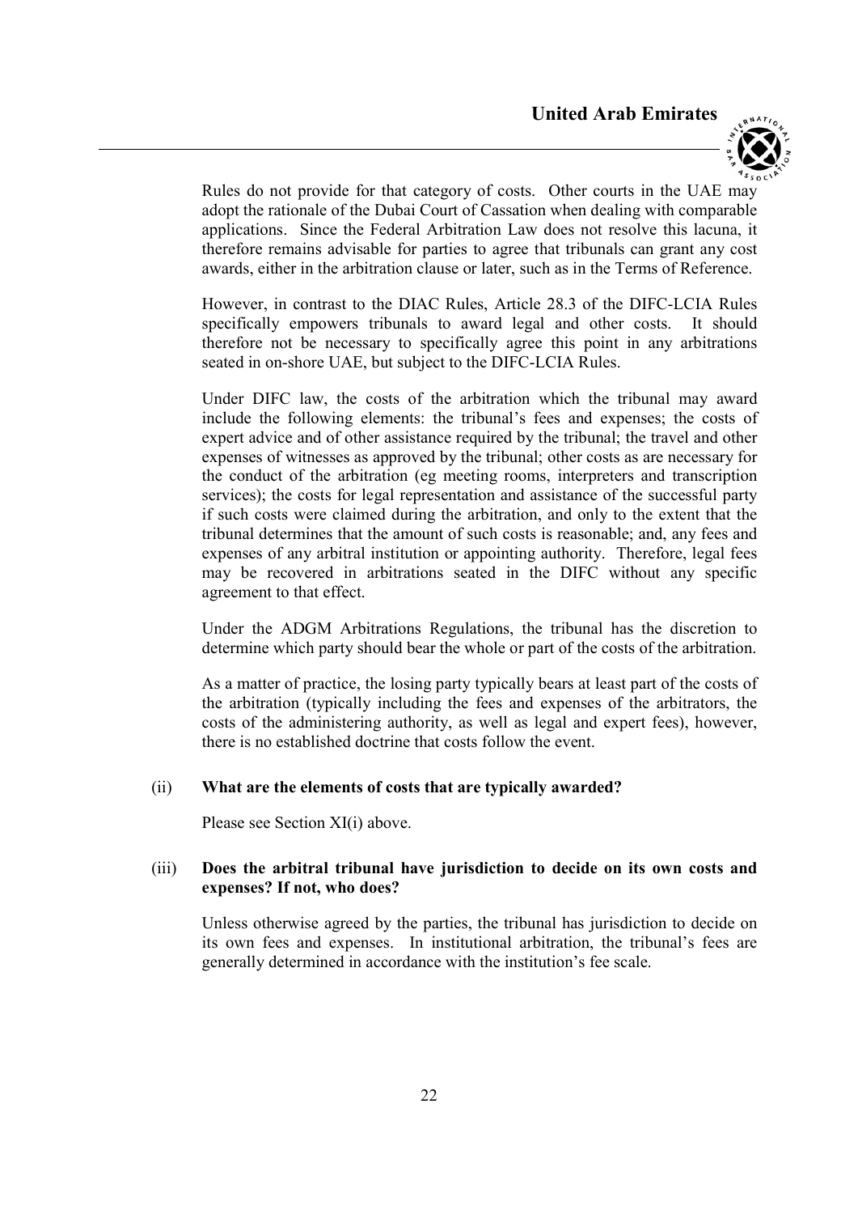Rules do not provide for that category of costs. Other courts in the UAE may adopt the rationale of the Dubai Court of Cassation when dealing with comparable applications. Since the Federal Arbitration Law does not resolve this lacuna, it therefore remains advisable for parties to agree that tribunals can grant any cost awards, either in the arbitration clause or later, such as in the Terms of Reference.

However, in contrast to the DIAC Rules, Article 28.3 of the DIFC-LCIA Rules specifically empowers tribunals to award legal and other costs. It should therefore not be necessary to specifically agree this point in any arbitrations seated in on-shore UAE, but subject to the DIFC-LCIA Rules.

Under DIFC law, the costs of the arbitration which the tribunal may award include the following elements: the tribunal's fees and expenses; the costs of expert advice and of other assistance required by the tribunal; the travel and other expenses of witnesses as approved by the tribunal; other costs as are necessary for the conduct of the arbitration (eg meeting rooms, interpreters and transcription services); the costs for legal representation and assistance of the successful party if such costs were claimed during the arbitration, and only to the extent that the tribunal determines that the amount of such costs is reasonable; and, any fees and expenses of any arbitral institution or appointing authority. Therefore, legal fees may be recovered in arbitrations seated in the DIFC without any specific agreement to that effect.

Under the ADGM Arbitrations Regulations, the tribunal has the discretion to determine which party should bear the whole or part of the costs of the arbitration.

As a matter of practice, the losing party typically bears at least part of the costs of the arbitration (typically including the fees and expenses of the arbitrators, the costs of the administering authority, as well as legal and expert fees), however, there is no established doctrine that costs follow the event.

### (ii) What are the elements of costs that are typically awarded?

Please see Section XI(i) above.

### (iii) Does the arbitral tribunal have jurisdiction to decide on its own costs and expenses? If not, who does?

Unless otherwise agreed by the parties, the tribunal has jurisdiction to decide on its own fees and expenses. In institutional arbitration, the tribunal's fees are generally determined in accordance with the institution's fee scale.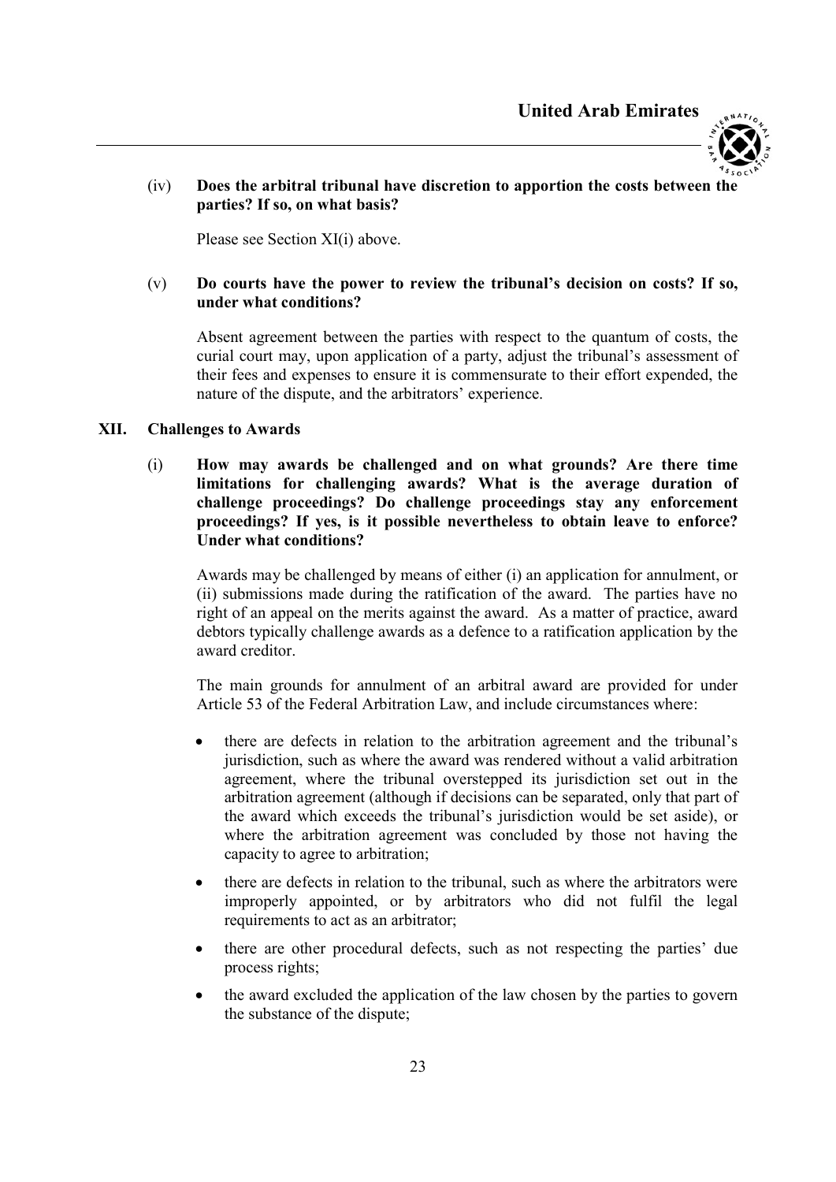(iv) **Does the arbitral tribunal have discretion to apportion the costs between the parties? If so, on what basis?**

Please see Section XI(i) above.

(v) **Do courts have the power to review the tribunal's decision on costs? If so, under what conditions?**

Absent agreement between the parties with respect to the quantum of costs, the curial court may, upon application of a party, adjust the tribunal's assessment of their fees and expenses to ensure it is commensurate to their effort expended, the nature of the dispute, and the arbitrators' experience.

## XII. Challenges to Awards

(i) **How may awards be challenged and on what grounds? Are there time limitations for challenging awards? What is the average duration of challenge proceedings? Do challenge proceedings stay any enforcement proceedings? If yes, is it possible nevertheless to obtain leave to enforce? Under what conditions?**

Awards may be challenged by means of either (i) an application for annulment, or (ii) submissions made during the ratification of the award. The parties have no right of an appeal on the merits against the award. As a matter of practice, award debtors typically challenge awards as a defence to a ratification application by the award creditor.

The main grounds for annulment of an arbitral award are provided for under Article 53 of the Federal Arbitration Law, and include circumstances where:

- there are defects in relation to the arbitration agreement and the tribunal's jurisdiction, such as where the award was rendered without a valid arbitration agreement, where the tribunal overstepped its jurisdiction set out in the arbitration agreement (although if decisions can be separated, only that part of the award which exceeds the tribunal's jurisdiction would be set aside), or where the arbitration agreement was concluded by those not having the capacity to agree to arbitration;
- there are defects in relation to the tribunal, such as where the arbitrators were improperly appointed, or by arbitrators who did not fulfil the legal requirements to act as an arbitrator;
- there are other procedural defects, such as not respecting the parties' due process rights;
- the award excluded the application of the law chosen by the parties to govern the substance of the dispute;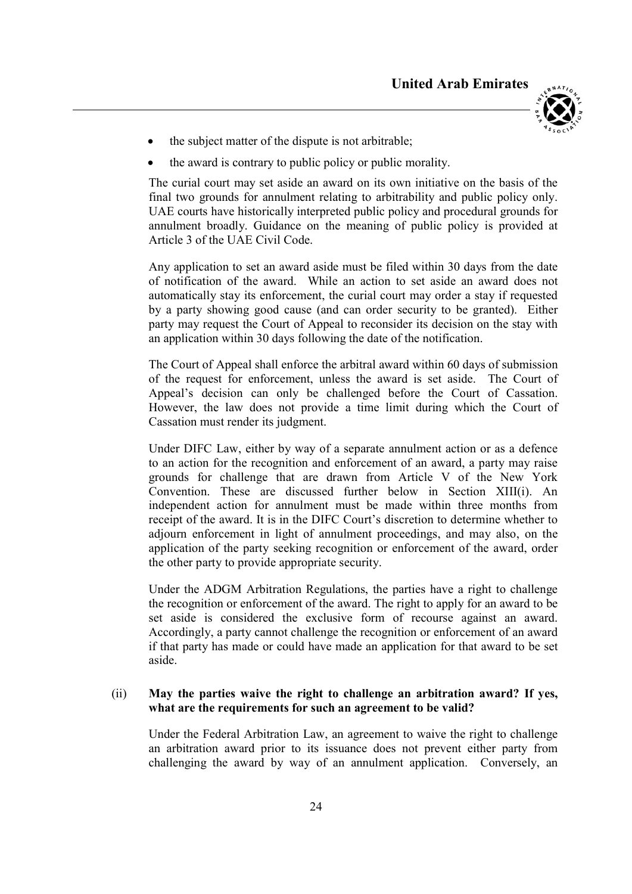- the subject matter of the dispute is not arbitrable;
- the award is contrary to public policy or public morality.

The curial court may set aside an award on its own initiative on the basis of the final two grounds for annulment relating to arbitrability and public policy only. UAE courts have historically interpreted public policy and procedural grounds for annulment broadly. Guidance on the meaning of public policy is provided at Article 3 of the UAE Civil Code.

Any application to set an award aside must be filed within 30 days from the date of notification of the award. While an action to set aside an award does not automatically stay its enforcement, the curial court may order a stay if requested by a party showing good cause (and can order security to be granted). Either party may request the Court of Appeal to reconsider its decision on the stay with an application within 30 days following the date of the notification.

The Court of Appeal shall enforce the arbitral award within 60 days of submission of the request for enforcement, unless the award is set aside. The Court of Appeal's decision can only be challenged before the Court of Cassation. However, the law does not provide a time limit during which the Court of Cassation must render its judgment.

Under DIFC Law, either by way of a separate annulment action or as a defence to an action for the recognition and enforcement of an award, a party may raise grounds for challenge that are drawn from Article V of the New York Convention. These are discussed further below in Section XIII(i). An independent action for annulment must be made within three months from receipt of the award. It is in the DIFC Court's discretion to determine whether to adjourn enforcement in light of annulment proceedings, and may also, on the application of the party seeking recognition or enforcement of the award, order the other party to provide appropriate security.

Under the ADGM Arbitration Regulations, the parties have a right to challenge the recognition or enforcement of the award. The right to apply for an award to be set aside is considered the exclusive form of recourse against an award. Accordingly, a party cannot challenge the recognition or enforcement of an award if that party has made or could have made an application for that award to be set aside.

### (ii) May the parties waive the right to challenge an arbitration award? If yes, what are the requirements for such an agreement to be valid?

Under the Federal Arbitration Law, an agreement to waive the right to challenge an arbitration award prior to its issuance does not prevent either party from challenging the award by way of an annulment application. Conversely, an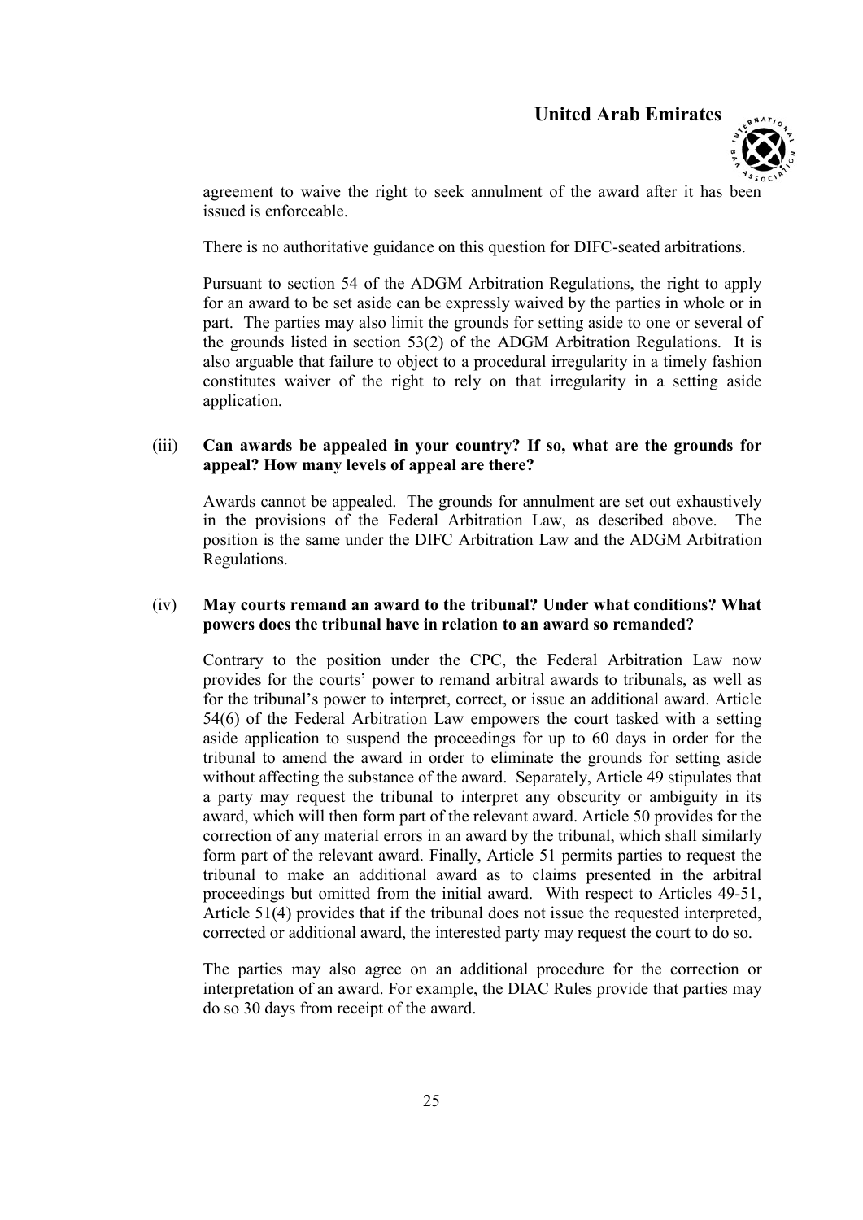agreement to waive the right to seek annulment of the award after it has been issued is enforceable.

There is no authoritative guidance on this question for DIFC-seated arbitrations.

Pursuant to section 54 of the ADGM Arbitration Regulations, the right to apply for an award to be set aside can be expressly waived by the parties in whole or in part. The parties may also limit the grounds for setting aside to one or several of the grounds listed in section 53(2) of the ADGM Arbitration Regulations. It is also arguable that failure to object to a procedural irregularity in a timely fashion constitutes waiver of the right to rely on that irregularity in a setting aside application.

(iii) **Can awards be appealed in your country? If so, what are the grounds for appeal? How many levels of appeal are there?**

Awards cannot be appealed. The grounds for annulment are set out exhaustively in the provisions of the Federal Arbitration Law, as described above. The position is the same under the DIFC Arbitration Law and the ADGM Arbitration Regulations.

(iv) **May courts remand an award to the tribunal? Under what conditions? What powers does the tribunal have in relation to an award so remanded?**

Contrary to the position under the CPC, the Federal Arbitration Law now provides for the courts' power to remand arbitral awards to tribunals, as well as for the tribunal's power to interpret, correct, or issue an additional award. Article 54(6) of the Federal Arbitration Law empowers the court tasked with a setting aside application to suspend the proceedings for up to 60 days in order for the tribunal to amend the award in order to eliminate the grounds for setting aside without affecting the substance of the award. Separately, Article 49 stipulates that a party may request the tribunal to interpret any obscurity or ambiguity in its award, which will then form part of the relevant award. Article 50 provides for the correction of any material errors in an award by the tribunal, which shall similarly form part of the relevant award. Finally, Article 51 permits parties to request the tribunal to make an additional award as to claims presented in the arbitral proceedings but omitted from the initial award. With respect to Articles 49-51, Article 51(4) provides that if the tribunal does not issue the requested interpreted, corrected or additional award, the interested party may request the court to do so.

The parties may also agree on an additional procedure for the correction or interpretation of an award. For example, the DIAC Rules provide that parties may do so 30 days from receipt of the award.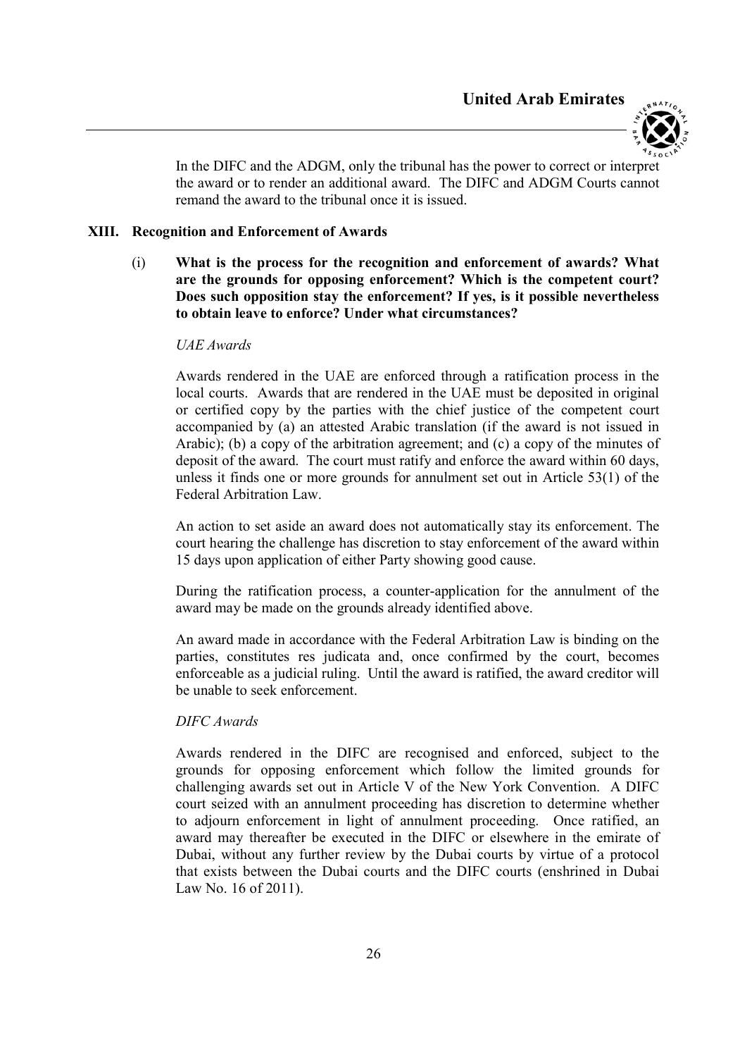In the DIFC and the ADGM, only the tribunal has the power to correct or interpret the award or to render an additional award. The DIFC and ADGM Courts cannot remand the award to the tribunal once it is issued.

## XIII. Recognition and Enforcement of Awards

**(i) What is the process for the recognition and enforcement of awards? What are the grounds for opposing enforcement? Which is the competent court? Does such opposition stay the enforcement? If yes, is it possible nevertheless to obtain leave to enforce? Under what circumstances?**

*UAE Awards*

Awards rendered in the UAE are enforced through a ratification process in the local courts. Awards that are rendered in the UAE must be deposited in original or certified copy by the parties with the chief justice of the competent court accompanied by (a) an attested Arabic translation (if the award is not issued in Arabic); (b) a copy of the arbitration agreement; and (c) a copy of the minutes of deposit of the award. The court must ratify and enforce the award within 60 days, unless it finds one or more grounds for annulment set out in Article 53(1) of the Federal Arbitration Law.

An action to set aside an award does not automatically stay its enforcement. The court hearing the challenge has discretion to stay enforcement of the award within 15 days upon application of either Party showing good cause.

During the ratification process, a counter-application for the annulment of the award may be made on the grounds already identified above.

An award made in accordance with the Federal Arbitration Law is binding on the parties, constitutes res judicata and, once confirmed by the court, becomes enforceable as a judicial ruling. Until the award is ratified, the award creditor will be unable to seek enforcement.

*DIFC Awards*

Awards rendered in the DIFC are recognised and enforced, subject to the grounds for opposing enforcement which follow the limited grounds for challenging awards set out in Article V of the New York Convention. A DIFC court seized with an annulment proceeding has discretion to determine whether to adjourn enforcement in light of annulment proceeding. Once ratified, an award may thereafter be executed in the DIFC or elsewhere in the emirate of Dubai, without any further review by the Dubai courts by virtue of a protocol that exists between the Dubai courts and the DIFC courts (enshrined in Dubai Law No. 16 of 2011).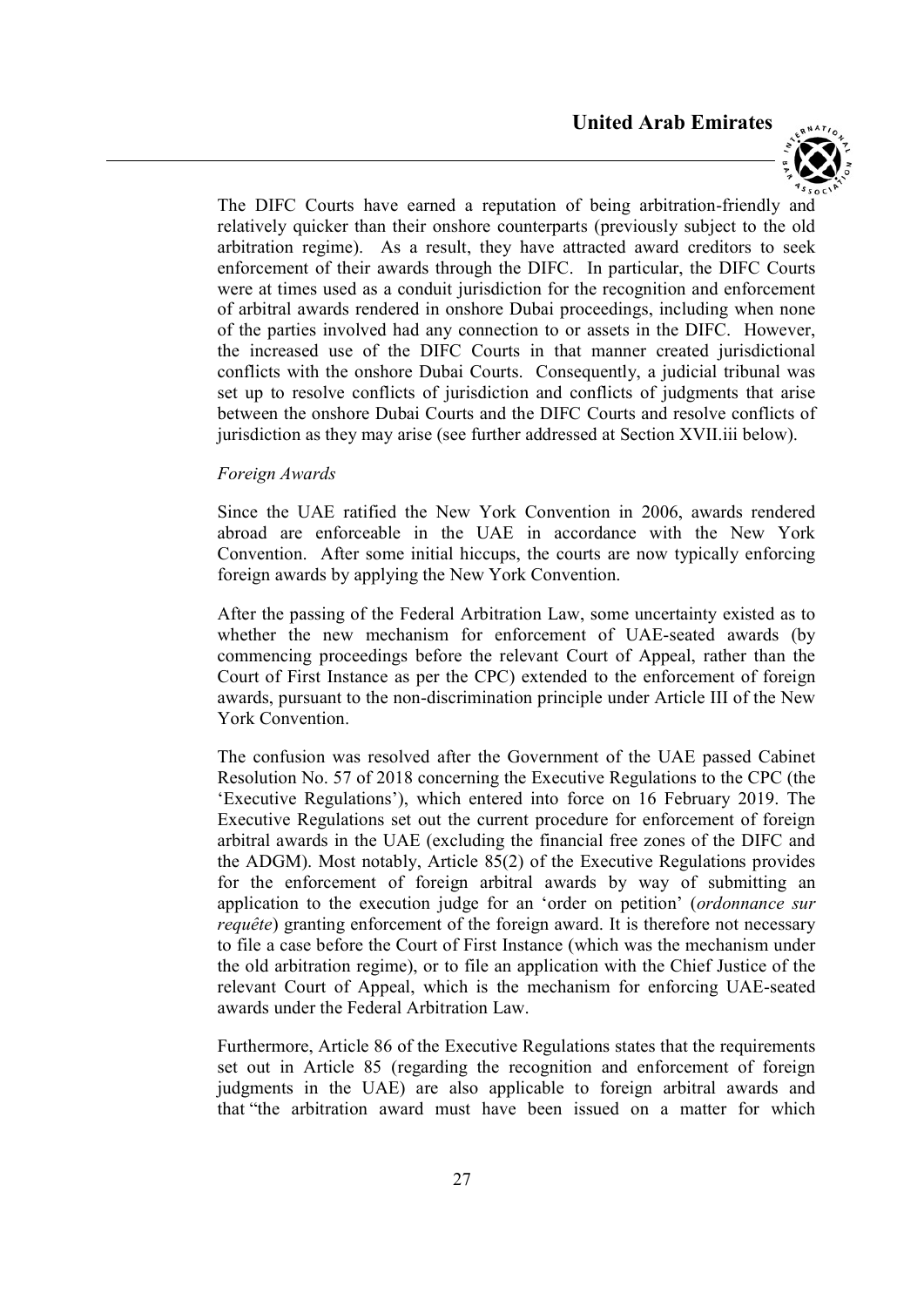The DIFC Courts have earned a reputation of being arbitration-friendly and relatively quicker than their onshore counterparts (previously subject to the old arbitration regime). As a result, they have attracted award creditors to seek enforcement of their awards through the DIFC. In particular, the DIFC Courts were at times used as a conduit jurisdiction for the recognition and enforcement of arbitral awards rendered in onshore Dubai proceedings, including when none of the parties involved had any connection to or assets in the DIFC. However, the increased use of the DIFC Courts in that manner created jurisdictional conflicts with the onshore Dubai Courts. Consequently, a judicial tribunal was set up to resolve conflicts of jurisdiction and conflicts of judgments that arise between the onshore Dubai Courts and the DIFC Courts and resolve conflicts of jurisdiction as they may arise (see further addressed at Section XVII.iii below).

*Foreign Awards*

Since the UAE ratified the New York Convention in 2006, awards rendered abroad are enforceable in the UAE in accordance with the New York Convention. After some initial hiccups, the courts are now typically enforcing foreign awards by applying the New York Convention.

After the passing of the Federal Arbitration Law, some uncertainty existed as to whether the new mechanism for enforcement of UAE-seated awards (by commencing proceedings before the relevant Court of Appeal, rather than the Court of First Instance as per the CPC) extended to the enforcement of foreign awards, pursuant to the non-discrimination principle under Article III of the New York Convention.

The confusion was resolved after the Government of the UAE passed Cabinet Resolution No. 57 of 2018 concerning the Executive Regulations to the CPC (the 'Executive Regulations'), which entered into force on 16 February 2019. The Executive Regulations set out the current procedure for enforcement of foreign arbitral awards in the UAE (excluding the financial free zones of the DIFC and the ADGM). Most notably, Article 85(2) of the Executive Regulations provides for the enforcement of foreign arbitral awards by way of submitting an application to the execution judge for an 'order on petition' (*ordonnance sur requête*) granting enforcement of the foreign award. It is therefore not necessary to file a case before the Court of First Instance (which was the mechanism under the old arbitration regime), or to file an application with the Chief Justice of the relevant Court of Appeal, which is the mechanism for enforcing UAE-seated awards under the Federal Arbitration Law.

Furthermore, Article 86 of the Executive Regulations states that the requirements set out in Article 85 (regarding the recognition and enforcement of foreign judgments in the UAE) are also applicable to foreign arbitral awards and that "the arbitration award must have been issued on a matter for which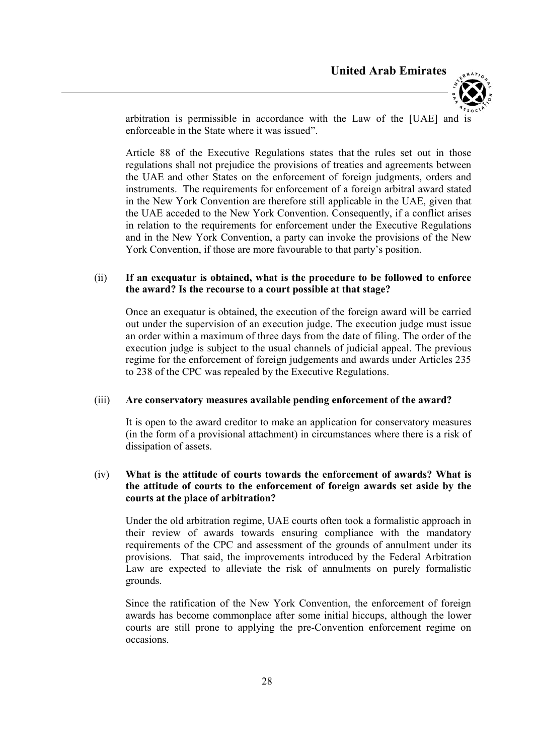arbitration is permissible in accordance with the Law of the [UAE] and is enforceable in the State where it was issued".

Article 88 of the Executive Regulations states that the rules set out in those regulations shall not prejudice the provisions of treaties and agreements between the UAE and other States on the enforcement of foreign judgments, orders and instruments. The requirements for enforcement of a foreign arbitral award stated in the New York Convention are therefore still applicable in the UAE, given that the UAE acceded to the New York Convention. Consequently, if a conflict arises in relation to the requirements for enforcement under the Executive Regulations and in the New York Convention, a party can invoke the provisions of the New York Convention, if those are more favourable to that party's position.

(ii) **If an exequatur is obtained, what is the procedure to be followed to enforce the award? Is the recourse to a court possible at that stage?**

Once an exequatur is obtained, the execution of the foreign award will be carried out under the supervision of an execution judge. The execution judge must issue an order within a maximum of three days from the date of filing. The order of the execution judge is subject to the usual channels of judicial appeal. The previous regime for the enforcement of foreign judgements and awards under Articles 235 to 238 of the CPC was repealed by the Executive Regulations.

(iii) **Are conservatory measures available pending enforcement of the award?**

It is open to the award creditor to make an application for conservatory measures (in the form of a provisional attachment) in circumstances where there is a risk of dissipation of assets.

(iv) **What is the attitude of courts towards the enforcement of awards? What is the attitude of courts to the enforcement of foreign awards set aside by the courts at the place of arbitration?**

Under the old arbitration regime, UAE courts often took a formalistic approach in their review of awards towards ensuring compliance with the mandatory requirements of the CPC and assessment of the grounds of annulment under its provisions. That said, the improvements introduced by the Federal Arbitration Law are expected to alleviate the risk of annulments on purely formalistic grounds.

Since the ratification of the New York Convention, the enforcement of foreign awards has become commonplace after some initial hiccups, although the lower courts are still prone to applying the pre-Convention enforcement regime on occasions.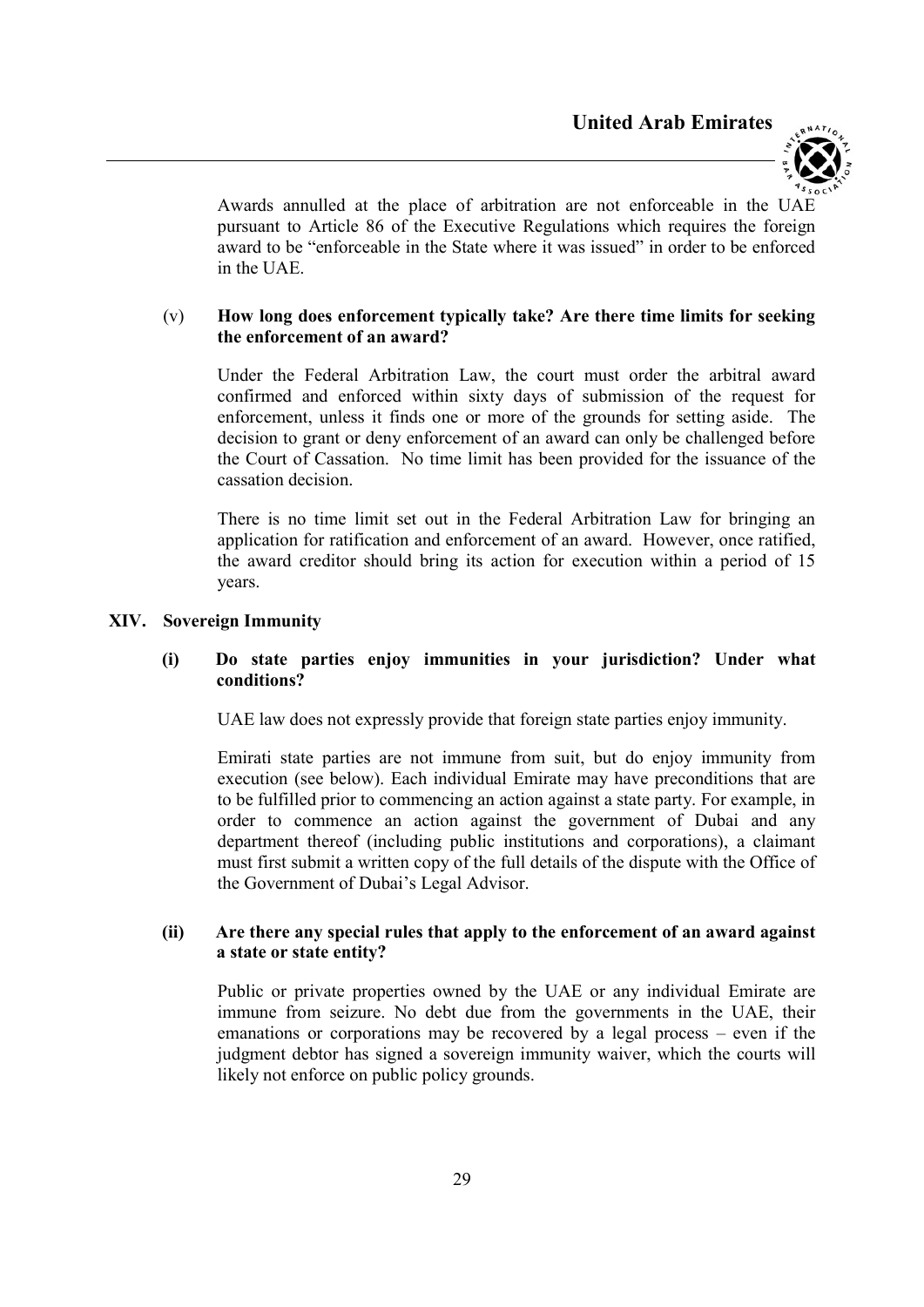Awards annulled at the place of arbitration are not enforceable in the UAE pursuant to Article 86 of the Executive Regulations which requires the foreign award to be "enforceable in the State where it was issued" in order to be enforced in the UAE.

(v) **How long does enforcement typically take? Are there time limits for seeking the enforcement of an award?**

Under the Federal Arbitration Law, the court must order the arbitral award confirmed and enforced within sixty days of submission of the request for enforcement, unless it finds one or more of the grounds for setting aside. The decision to grant or deny enforcement of an award can only be challenged before the Court of Cassation. No time limit has been provided for the issuance of the cassation decision.

There is no time limit set out in the Federal Arbitration Law for bringing an application for ratification and enforcement of an award. However, once ratified, the award creditor should bring its action for execution within a period of 15 years.

## XIV. Sovereign Immunity

**(i) Do state parties enjoy immunities in your jurisdiction? Under what conditions?**

UAE law does not expressly provide that foreign state parties enjoy immunity.

Emirati state parties are not immune from suit, but do enjoy immunity from execution (see below). Each individual Emirate may have preconditions that are to be fulfilled prior to commencing an action against a state party. For example, in order to commence an action against the government of Dubai and any department thereof (including public institutions and corporations), a claimant must first submit a written copy of the full details of the dispute with the Office of the Government of Dubai's Legal Advisor.

**(ii) Are there any special rules that apply to the enforcement of an award against a state or state entity?**

Public or private properties owned by the UAE or any individual Emirate are immune from seizure. No debt due from the governments in the UAE, their emanations or corporations may be recovered by a legal process – even if the judgment debtor has signed a sovereign immunity waiver, which the courts will likely not enforce on public policy grounds.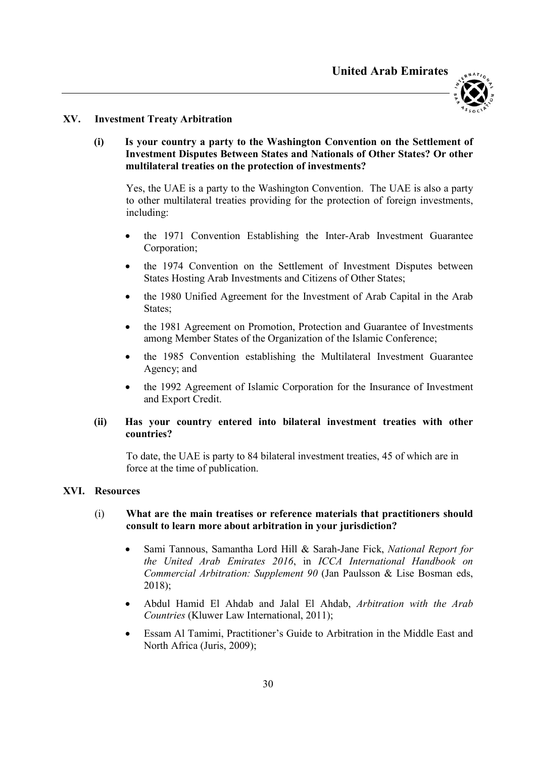## XV. Investment Treaty Arbitration

**(i) Is your country a party to the Washington Convention on the Settlement of Investment Disputes Between States and Nationals of Other States? Or other multilateral treaties on the protection of investments?**

Yes, the UAE is a party to the Washington Convention. The UAE is also a party to other multilateral treaties providing for the protection of foreign investments, including:

- the 1971 Convention Establishing the Inter-Arab Investment Guarantee Corporation;
- the 1974 Convention on the Settlement of Investment Disputes between States Hosting Arab Investments and Citizens of Other States;
- the 1980 Unified Agreement for the Investment of Arab Capital in the Arab States;
- the 1981 Agreement on Promotion, Protection and Guarantee of Investments among Member States of the Organization of the Islamic Conference;
- the 1985 Convention establishing the Multilateral Investment Guarantee Agency; and
- the 1992 Agreement of Islamic Corporation for the Insurance of Investment and Export Credit.

**(ii) Has your country entered into bilateral investment treaties with other countries?**

To date, the UAE is party to 84 bilateral investment treaties, 45 of which are in force at the time of publication.

## XVI. Resources

**(i) What are the main treatises or reference materials that practitioners should consult to learn more about arbitration in your jurisdiction?**

- Sami Tannous, Samantha Lord Hill & Sarah-Jane Fick, *National Report for the United Arab Emirates 2016*, in *ICCA International Handbook on Commercial Arbitration: Supplement 90* (Jan Paulsson & Lise Bosman eds, 2018);
- Abdul Hamid El Ahdab and Jalal El Ahdab, *Arbitration with the Arab Countries* (Kluwer Law International, 2011);
- Essam Al Tamimi, Practitioner's Guide to Arbitration in the Middle East and North Africa (Juris, 2009);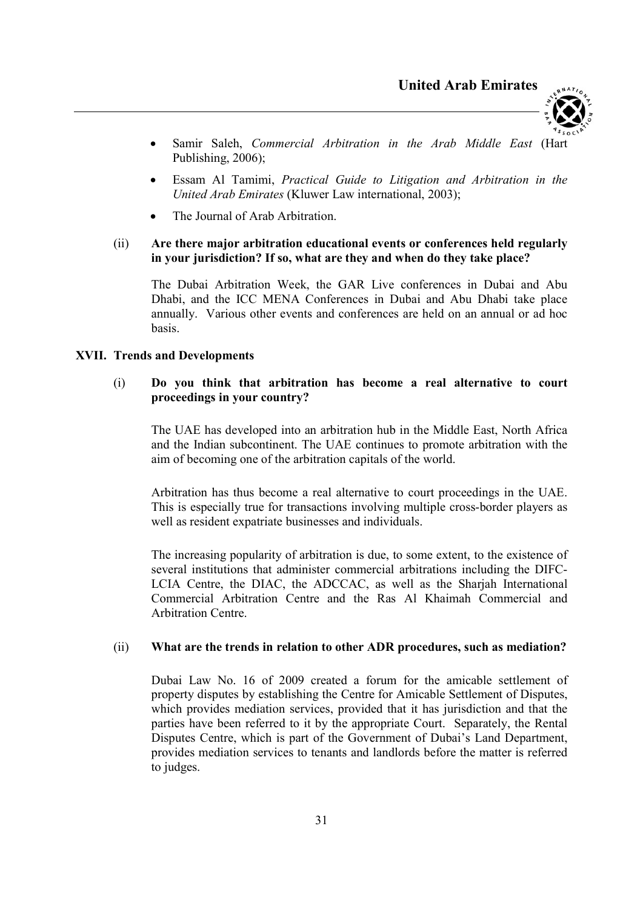- Samir Saleh, *Commercial Arbitration in the Arab Middle East* (Hart Publishing, 2006);
- Essam Al Tamimi, *Practical Guide to Litigation and Arbitration in the United Arab Emirates* (Kluwer Law international, 2003);
- The Journal of Arab Arbitration.

(ii) **Are there major arbitration educational events or conferences held regularly in your jurisdiction? If so, what are they and when do they take place?**

The Dubai Arbitration Week, the GAR Live conferences in Dubai and Abu Dhabi, and the ICC MENA Conferences in Dubai and Abu Dhabi take place annually. Various other events and conferences are held on an annual or ad hoc basis.

## XVII. Trends and Developments

(i) **Do you think that arbitration has become a real alternative to court proceedings in your country?**

The UAE has developed into an arbitration hub in the Middle East, North Africa and the Indian subcontinent. The UAE continues to promote arbitration with the aim of becoming one of the arbitration capitals of the world.

Arbitration has thus become a real alternative to court proceedings in the UAE. This is especially true for transactions involving multiple cross-border players as well as resident expatriate businesses and individuals.

The increasing popularity of arbitration is due, to some extent, to the existence of several institutions that administer commercial arbitrations including the DIFC-LCIA Centre, the DIAC, the ADCCAC, as well as the Sharjah International Commercial Arbitration Centre and the Ras Al Khaimah Commercial and Arbitration Centre.

(ii) **What are the trends in relation to other ADR procedures, such as mediation?**

Dubai Law No. 16 of 2009 created a forum for the amicable settlement of property disputes by establishing the Centre for Amicable Settlement of Disputes, which provides mediation services, provided that it has jurisdiction and that the parties have been referred to it by the appropriate Court. Separately, the Rental Disputes Centre, which is part of the Government of Dubai's Land Department, provides mediation services to tenants and landlords before the matter is referred to judges.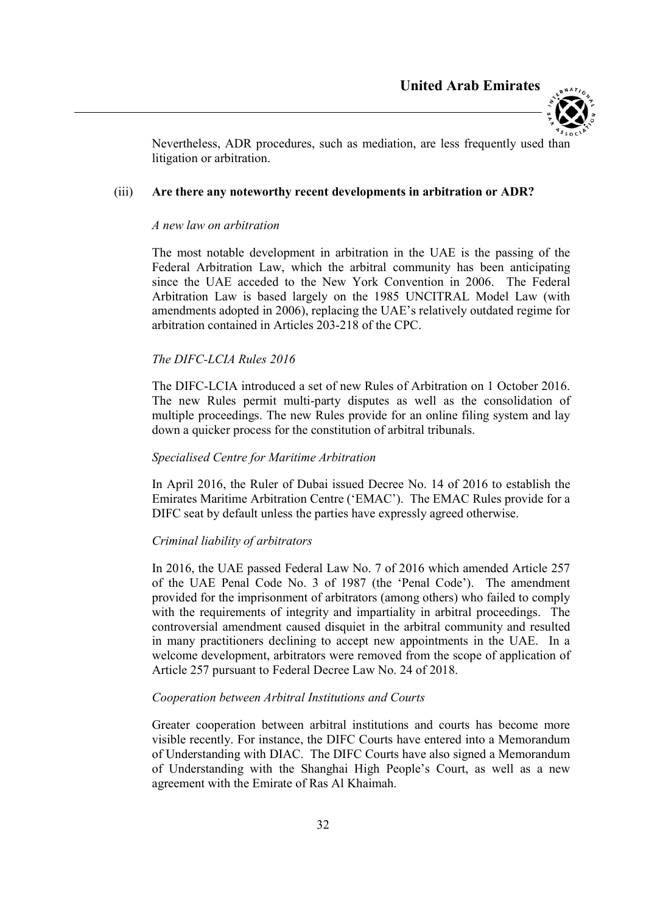Nevertheless, ADR procedures, such as mediation, are less frequently used than litigation or arbitration.

### (iii) Are there any noteworthy recent developments in arbitration or ADR?

*A new law on arbitration*

The most notable development in arbitration in the UAE is the passing of the Federal Arbitration Law, which the arbitral community has been anticipating since the UAE acceded to the New York Convention in 2006. The Federal Arbitration Law is based largely on the 1985 UNCITRAL Model Law (with amendments adopted in 2006), replacing the UAE's relatively outdated regime for arbitration contained in Articles 203-218 of the CPC.

*The DIFC-LCIA Rules 2016*

The DIFC-LCIA introduced a set of new Rules of Arbitration on 1 October 2016. The new Rules permit multi-party disputes as well as the consolidation of multiple proceedings. The new Rules provide for an online filing system and lay down a quicker process for the constitution of arbitral tribunals.

*Specialised Centre for Maritime Arbitration*

In April 2016, the Ruler of Dubai issued Decree No. 14 of 2016 to establish the Emirates Maritime Arbitration Centre ('EMAC'). The EMAC Rules provide for a DIFC seat by default unless the parties have expressly agreed otherwise.

*Criminal liability of arbitrators*

In 2016, the UAE passed Federal Law No. 7 of 2016 which amended Article 257 of the UAE Penal Code No. 3 of 1987 (the 'Penal Code'). The amendment provided for the imprisonment of arbitrators (among others) who failed to comply with the requirements of integrity and impartiality in arbitral proceedings. The controversial amendment caused disquiet in the arbitral community and resulted in many practitioners declining to accept new appointments in the UAE. In a welcome development, arbitrators were removed from the scope of application of Article 257 pursuant to Federal Decree Law No. 24 of 2018.

*Cooperation between Arbitral Institutions and Courts*

Greater cooperation between arbitral institutions and courts has become more visible recently. For instance, the DIFC Courts have entered into a Memorandum of Understanding with DIAC. The DIFC Courts have also signed a Memorandum of Understanding with the Shanghai High People's Court, as well as a new agreement with the Emirate of Ras Al Khaimah.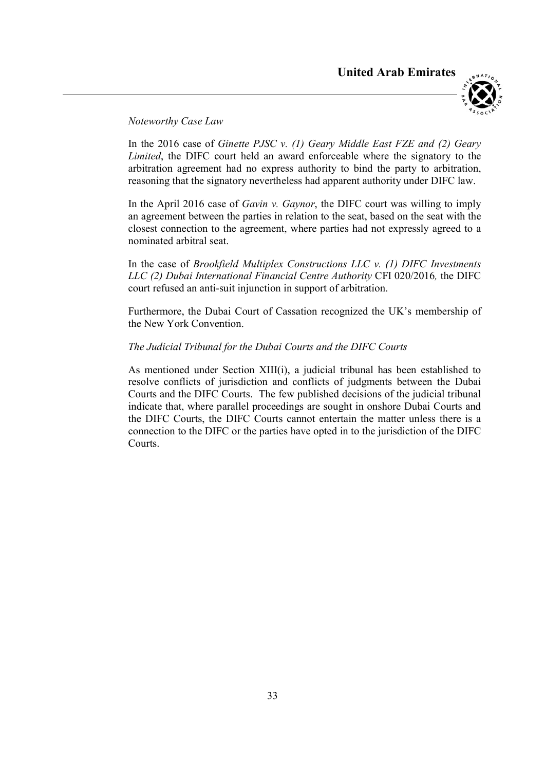*Noteworthy Case Law*

In the 2016 case of *Ginette PJSC v. (1) Geary Middle East FZE and (2) Geary Limited*, the DIFC court held an award enforceable where the signatory to the arbitration agreement had no express authority to bind the party to arbitration, reasoning that the signatory nevertheless had apparent authority under DIFC law.

In the April 2016 case of *Gavin v. Gaynor*, the DIFC court was willing to imply an agreement between the parties in relation to the seat, based on the seat with the closest connection to the agreement, where parties had not expressly agreed to a nominated arbitral seat.

In the case of *Brookfield Multiplex Constructions LLC v. (1) DIFC Investments LLC (2) Dubai International Financial Centre Authority* CFI 020/2016*,* the DIFC court refused an anti-suit injunction in support of arbitration.

Furthermore, the Dubai Court of Cassation recognized the UK's membership of the New York Convention.

*The Judicial Tribunal for the Dubai Courts and the DIFC Courts*

As mentioned under Section XIII(i), a judicial tribunal has been established to resolve conflicts of jurisdiction and conflicts of judgments between the Dubai Courts and the DIFC Courts. The few published decisions of the judicial tribunal indicate that, where parallel proceedings are sought in onshore Dubai Courts and the DIFC Courts, the DIFC Courts cannot entertain the matter unless there is a connection to the DIFC or the parties have opted in to the jurisdiction of the DIFC Courts.